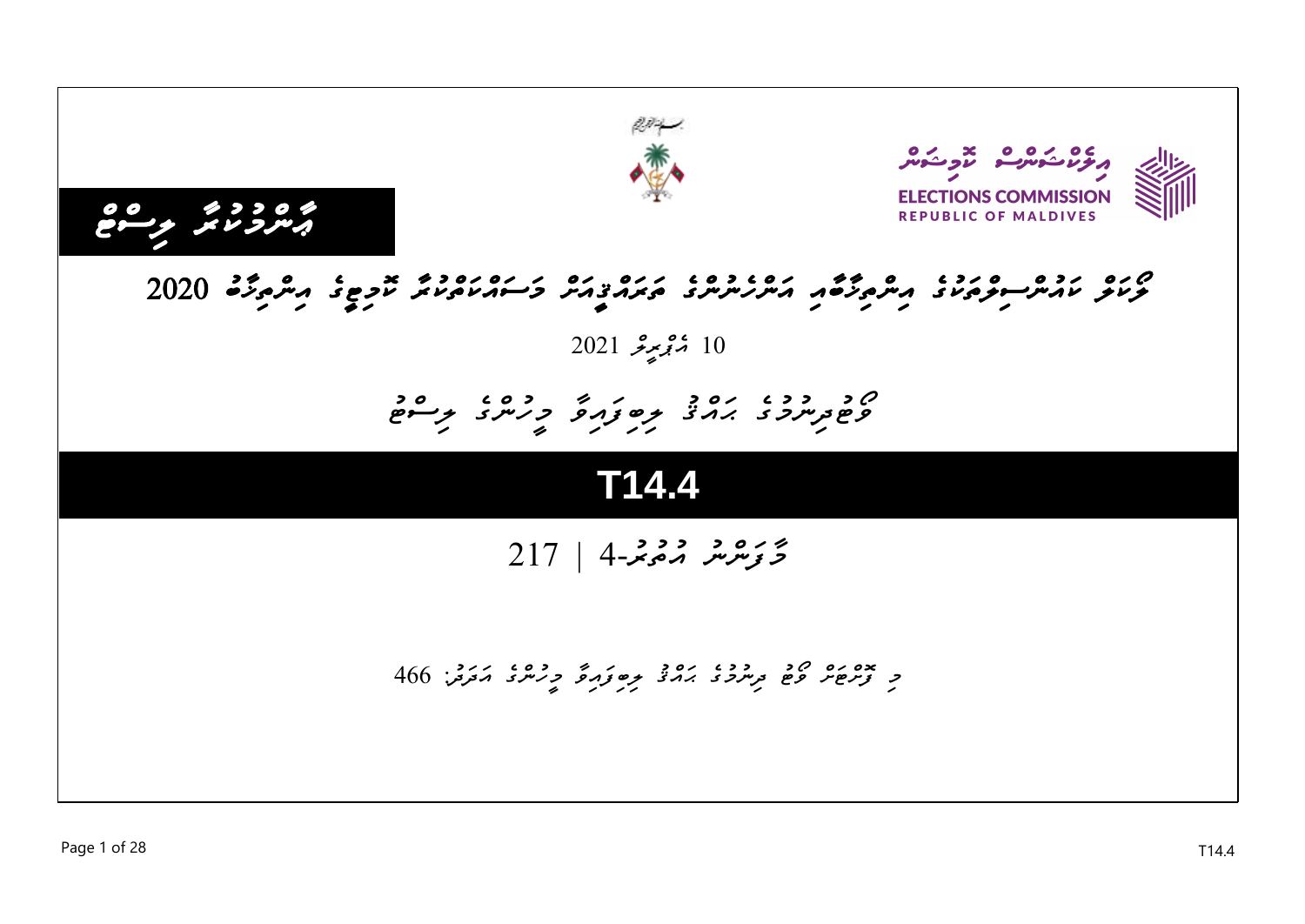އިލެކްޝަންސް ކޮމިޝަން

ELECTIONS COMMISSION
REPUBLIC OF MALDIVES

އާންމުކުރާ ލިސްޓް

# ލޯކަލް ކައުންސިލްތަކުގެ އިންތިޚާބާއި އަންހެނުންގެ ތަރައްޤީއަށް މަސައްކަތްކުރާ ކޮމިޓީގެ އިންތިޚާބު 2020

10 އެޕްރީލް 2021

## ވޯޓުދިނުމުގެ ހައްޤު ލިބިފައިވާ މީހުންގެ ލިސްޓު

# T14.4

## މާފަންނު އުތުރު-4 | 217

މި ފޯރިޕޯރ ވޯޓު ދިނުމުގެ ހައްޤު ލިބިފައިވާ މީހުންގެ އަދަދު: 466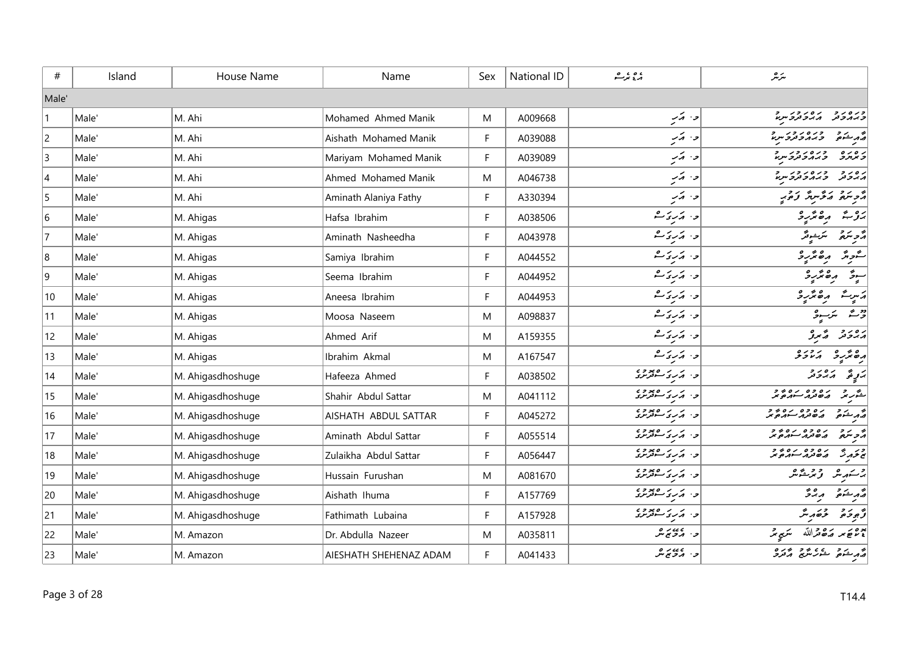| # | Island | House Name | Name | Sex | National ID | ގެއްގެ ނަން | ނަން |
|---|---|---|---|---|---|---|---|
| Male' | | | | | | | |
| 1 | Male' | M. Ahi | Mohamed Ahmed Manik | M | A009668 | މ. އަހި | މުހައްމަދު އަހްމަދުމަނިކު |
| 2 | Male' | M. Ahi | Aishath Mohamed Manik | F | A039088 | މ. އަހި | އައިޝަތު މުހައްމަދުމަނިކު |
| 3 | Male' | M. Ahi | Mariyam Mohamed Manik | F | A039089 | މ. އަހި | މަރިޔަމް މުހައްމަދުމަނިކު |
| 4 | Male' | M. Ahi | Ahmed Mohamed Manik | M | A046738 | މ. އަހި | އަހްމަދު މުހައްމަދުމަނިކު |
| 5 | Male' | M. Ahi | Aminath Alaniya Fathy | F | A330394 | މ. އަހި | އާމިނަތު އަލާނިޔާ ފަތުހީ |
| 6 | Male' | M. Ahigas | Hafsa Ibrahim | F | A038506 | މ. އަހިގަސް | ހަފްސާ އިބްރާހިމް |
| 7 | Male' | M. Ahigas | Aminath Nasheedha | F | A043978 | މ. އަހިގަސް | އާމިނަތު ނަޝީދާ |
| 8 | Male' | M. Ahigas | Samiya Ibrahim | F | A044552 | މ. އަހިގަސް | ސާމިޔާ އިބްރާހިމް |
| 9 | Male' | M. Ahigas | Seema Ibrahim | F | A044952 | މ. އަހިގަސް | ސީމާ އިބްރާހިމް |
| 10 | Male' | M. Ahigas | Aneesa Ibrahim | F | A044953 | މ. އަހިގަސް | އަނީސާ އިބްރާހިމް |
| 11 | Male' | M. Ahigas | Moosa Naseem | M | A098837 | މ. އަހިގަސް | މޫސާ ނަސީމް |
| 12 | Male' | M. Ahigas | Ahmed Arif | M | A159355 | މ. އަހިގަސް | އަހްމަދު އާރިފް |
| 13 | Male' | M. Ahigas | Ibrahim Akmal | M | A167547 | މ. އަހިގަސް | އިބްރާހިމް އަކްމަލް |
| 14 | Male' | M. Ahigasdhoshuge | Hafeeza Ahmed | F | A038502 | މ. އަހިގަސްދޮށުގެ | ހަފީޒާ އަހްމަދު |
| 15 | Male' | M. Ahigasdhoshuge | Shahir Abdul Sattar | M | A041112 | މ. އަހިގަސްދޮށުގެ | ޝާހިރު އަބްދުލްސައްތާރު |
| 16 | Male' | M. Ahigasdhoshuge | AISHATH ABDUL SATTAR | F | A045272 | މ. އަހިގަސްދޮށުގެ | އައިޝަތު އަބްދުލްސައްތާރު |
| 17 | Male' | M. Ahigasdhoshuge | Aminath Abdul Sattar | F | A055514 | މ. އަހިގަސްދޮށުގެ | އާމިނަތު އަބްދުލްސައްތާރު |
| 18 | Male' | M. Ahigasdhoshuge | Zulaikha Abdul Sattar | F | A056447 | މ. އަހިގަސްދޮށުގެ | ޒުލައިޚާ އަބްދުލްސައްތާރު |
| 19 | Male' | M. Ahigasdhoshuge | Hussain Furushan | M | A081670 | މ. އަހިގަސްދޮށުގެ | ހުސައިން ފުރުޝާން |
| 20 | Male' | M. Ahigasdhoshuge | Aishath Ihuma | F | A157769 | މ. އަހިގަސްދޮށުގެ | އައިޝަތު އިހުމާ |
| 21 | Male' | M. Ahigasdhoshuge | Fathimath Lubaina | F | A157928 | މ. އަހިގަސްދޮށުގެ | ފާތިމަތު ލުބައިނާ |
| 22 | Male' | M. Amazon | Dr. Abdulla Nazeer | M | A035811 | މ. އެމެޒަން | ޑޮކްޓަރ އަބްދުﷲ ނަޒީރު |
| 23 | Male' | M. Amazon | AIESHATH SHEHENAZ ADAM | F | A041433 | މ. އެމެޒަން | އައިޝަތު ޝެހެނާޒް އާދަމް |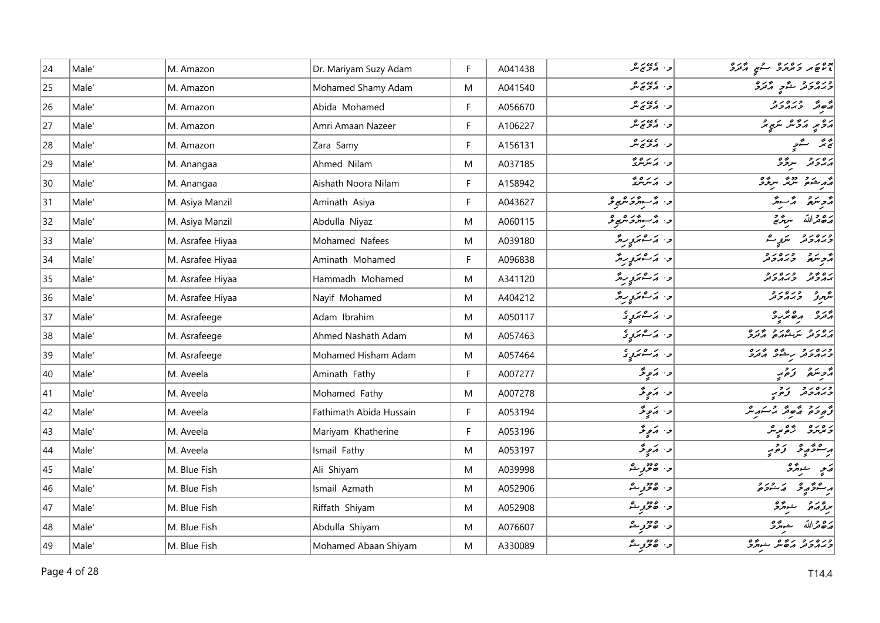| 24 | Male' | M. Amazon | Dr. Mariyam Suzy Adam | F | A041438 | މ. އެމަޒަން | ޑޮކްޓަރ މަރިޔަމް ސޫޒީ އާދަމް |
|---|---|---|---|---|---|---|---|
| 25 | Male' | M. Amazon | Mohamed Shamy Adam | M | A041540 | މ. އެމަޒަން | މުހައްމަދު ޝާމީ އާދަމް |
| 26 | Male' | M. Amazon | Abida Mohamed | F | A056670 | މ. އެމަޒަން | އާބިދާ މުހައްމަދު |
| 27 | Male' | M. Amazon | Amri Amaan Nazeer | F | A106227 | މ. އެމަޒަން | އަމްރީ އަމާން ނަޒީރު |
| 28 | Male' | M. Amazon | Zara Samy | F | A156131 | މ. އެމަޒަން | ޒާރާ ސާމީ |
| 29 | Male' | M. Anangaa | Ahmed Nilam | M | A037185 | މ. އަނަންގާ | އަހުމަދު ނިލާމް |
| 30 | Male' | M. Anangaa | Aishath Noora Nilam | F | A158942 | މ. އަނަންގާ | އައިޝަތު ނޫރާ ނިލާމް |
| 31 | Male' | M. Asiya Manzil | Aminath Asiya | F | A043627 | މ. އާސިޔާމަންޒިލް | އާމިނަތު އާސިޔާ |
| 32 | Male' | M. Asiya Manzil | Abdulla Niyaz | M | A060115 | މ. އާސިޔާމަންޒިލް | އަބްދުﷲ ނިޔާޒު |
| 33 | Male' | M. Asrafee Hiyaa | Mohamed Nafees | M | A039180 | މ. އަސްރަފީހިޔާ | މުހައްމަދު ނަފީސް |
| 34 | Male' | M. Asrafee Hiyaa | Aminath Mohamed | F | A096838 | މ. އަސްރަފީހިޔާ | އާމިނަތު މުހައްމަދު |
| 35 | Male' | M. Asrafee Hiyaa | Hammadh Mohamed | M | A341120 | މ. އަސްރަފީހިޔާ | ހައްމާދު މުހައްމަދު |
| 36 | Male' | M. Asrafee Hiyaa | Nayif Mohamed | M | A404212 | މ. އަސްރަފީހިޔާ | ނާއިފް މުހައްމަދު |
| 37 | Male' | M. Asrafeege | Adam Ibrahim | M | A050117 | މ. އަސްރަފީގެ | އާދަމް އިބްރާހިމް |
| 38 | Male' | M. Asrafeege | Ahmed Nashath Adam | M | A057463 | މ. އަސްރަފީގެ | އަހުމަދު ނަޝާތު އާދަމް |
| 39 | Male' | M. Asrafeege | Mohamed Hisham Adam | M | A057464 | މ. އަސްރަފީގެ | މުހައްމަދު ހިޝާމް އާދަމް |
| 40 | Male' | M. Aveela | Aminath Fathy | F | A007277 | މ. އަވީލާ | އާމިނަތު ފަތުހީ |
| 41 | Male' | M. Aveela | Mohamed Fathy | M | A007278 | މ. އަވީލާ | މުހައްމަދު ފަތުހީ |
| 42 | Male' | M. Aveela | Fathimath Abida Hussain | F | A053194 | މ. އަވީލާ | ފާތިމަތު އާބިދާ ހުސައިން |
| 43 | Male' | M. Aveela | Mariyam Khatherine | F | A053196 | މ. އަވީލާ | މަރިޔަމް ކެތެރިން |
| 44 | Male' | M. Aveela | Ismail Fathy | M | A053197 | މ. އަވީލާ | އިސްމާއިލް ފަތުހީ |
| 45 | Male' | M. Blue Fish | Ali Shiyam | M | A039998 | މ. ބްލޫފިޝް | އަލީ ޝިޔާމް |
| 46 | Male' | M. Blue Fish | Ismail Azmath | M | A052906 | މ. ބްލޫފިޝް | އިސްމާއިލް އަޒްމަތު |
| 47 | Male' | M. Blue Fish | Riffath Shiyam | M | A052908 | މ. ބްލޫފިޝް | ރިފްއަތު ޝިޔާމް |
| 48 | Male' | M. Blue Fish | Abdulla Shiyam | M | A076607 | މ. ބްލޫފިޝް | އަބްދުﷲ ޝިޔާމް |
| 49 | Male' | M. Blue Fish | Mohamed Abaan Shiyam | M | A330089 | މ. ބްލޫފިޝް | މުހައްމަދު އަބާން ޝިޔާމް |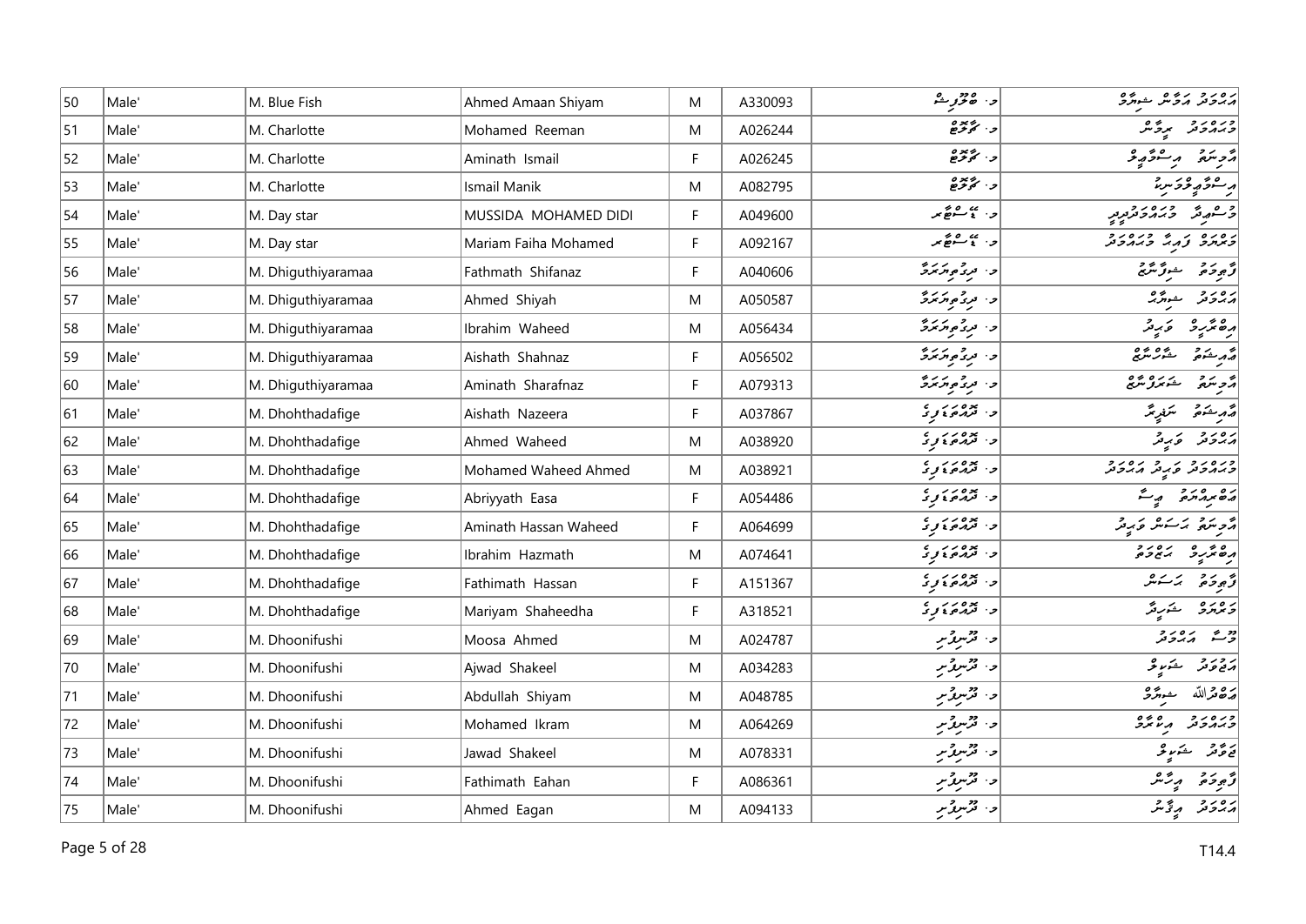| 50 | Male' | M. Blue Fish | Ahmed Amaan Shiyam | M | A330093 | މ. ބުލޫފިޝް | އަޙްމަދު އަމާން ޝިޔާމް |
|---|---|---|---|---|---|---|---|
| 51 | Male' | M. Charlotte | Mohamed Reeman | M | A026244 | މ. ޝަލޮޓް | މުޙައްމަދު ރީމާން |
| 52 | Male' | M. Charlotte | Aminath Ismail | F | A026245 | މ. ޝަލޮޓް | އާމިނަތު އިސްމާޢީލް |
| 53 | Male' | M. Charlotte | Ismail Manik | M | A082795 | މ. ޝަލޮޓް | އިސްމާޢީލްމަނިކު |
| 54 | Male' | M. Day star | MUSSIDA MOHAMED DIDI | F | A049600 | މ. ޑޭސްޓާރ | މުސިދާ މުޙައްމަދުދީދީ |
| 55 | Male' | M. Day star | Mariam Faiha Mohamed | F | A092167 | މ. ޑޭސްޓާރ | މަރިޔަމް ފައިހާ މުޙައްމަދު |
| 56 | Male' | M. Dhiguthiyaramaa | Fathmath Shifanaz | F | A040606 | މ. ދިގުތިޔަރަމާ | ފާތިމަތު ޝިފާނާޒް |
| 57 | Male' | M. Dhiguthiyaramaa | Ahmed Shiyah | M | A050587 | މ. ދިގުތިޔަރަމާ | އަޙްމަދު ޝިޔާހް |
| 58 | Male' | M. Dhiguthiyaramaa | Ibrahim Waheed | M | A056434 | މ. ދިގުތިޔަރަމާ | އިބްރާހީމް ވަހީދު |
| 59 | Male' | M. Dhiguthiyaramaa | Aishath Shahnaz | F | A056502 | މ. ދިގުތިޔަރަމާ | އާއިޝަތު ޝާހްނާޒް |
| 60 | Male' | M. Dhiguthiyaramaa | Aminath Sharafnaz | F | A079313 | މ. ދިގުތިޔަރަމާ | އާމިނަތު ޝަރަފްނާޒް |
| 61 | Male' | M. Dhohthadafige | Aishath Nazeera | F | A037867 | މ. ދޮއްތަދަފިގެ | އާއިޝަތު ނަޒީރާ |
| 62 | Male' | M. Dhohthadafige | Ahmed Waheed | M | A038920 | މ. ދޮއްތަދަފިގެ | އަޙްމަދު ވަހީދު |
| 63 | Male' | M. Dhohthadafige | Mohamed Waheed Ahmed | M | A038921 | މ. ދޮއްތަދަފިގެ | މުޙައްމަދު ވަހީދު އަޙްމަދު |
| 64 | Male' | M. Dhohthadafige | Abriyyath Easa | F | A054486 | މ. ދޮއްތަދަފިގެ | އަބްރިއްޔަތު ޢީސާ |
| 65 | Male' | M. Dhohthadafige | Aminath Hassan Waheed | F | A064699 | މ. ދޮއްތަދަފިގެ | އާމިނަތު ހަސަން ވަހީދު |
| 66 | Male' | M. Dhohthadafige | Ibrahim Hazmath | M | A074641 | މ. ދޮއްތަދަފިގެ | އިބްރާހީމް ހަޒްމަތު |
| 67 | Male' | M. Dhohthadafige | Fathimath Hassan | F | A151367 | މ. ދޮއްތަދަފިގެ | ފާތިމަތު ހަސަން |
| 68 | Male' | M. Dhohthadafige | Mariyam Shaheedha | F | A318521 | މ. ދޮއްތަދަފިގެ | މަރިޔަމް ޝަހީދާ |
| 69 | Male' | M. Dhoonifushi | Moosa Ahmed | M | A024787 | މ. ދޫނިފުށި | މޫސާ އަޙްމަދު |
| 70 | Male' | M. Dhoonifushi | Ajwad Shakeel | M | A034283 | މ. ދޫނިފުށި | އަޖްވަދު ޝަކީލް |
| 71 | Male' | M. Dhoonifushi | Abdullah Shiyam | M | A048785 | މ. ދޫނިފުށި | އަބްދުﷲ ޝިޔާމް |
| 72 | Male' | M. Dhoonifushi | Mohamed Ikram | M | A064269 | މ. ދޫނިފުށި | މުޙައްމަދު އިކްރާމް |
| 73 | Male' | M. Dhoonifushi | Jawad Shakeel | M | A078331 | މ. ދޫނިފުށި | ޖަވާދު ޝަކީލް |
| 74 | Male' | M. Dhoonifushi | Fathimath Eahan | F | A086361 | މ. ދޫނިފުށި | ފާތިމަތު އީހާން |
| 75 | Male' | M. Dhoonifushi | Ahmed Eagan | M | A094133 | މ. ދޫނިފުށި | އަޙްމަދު އީގާން |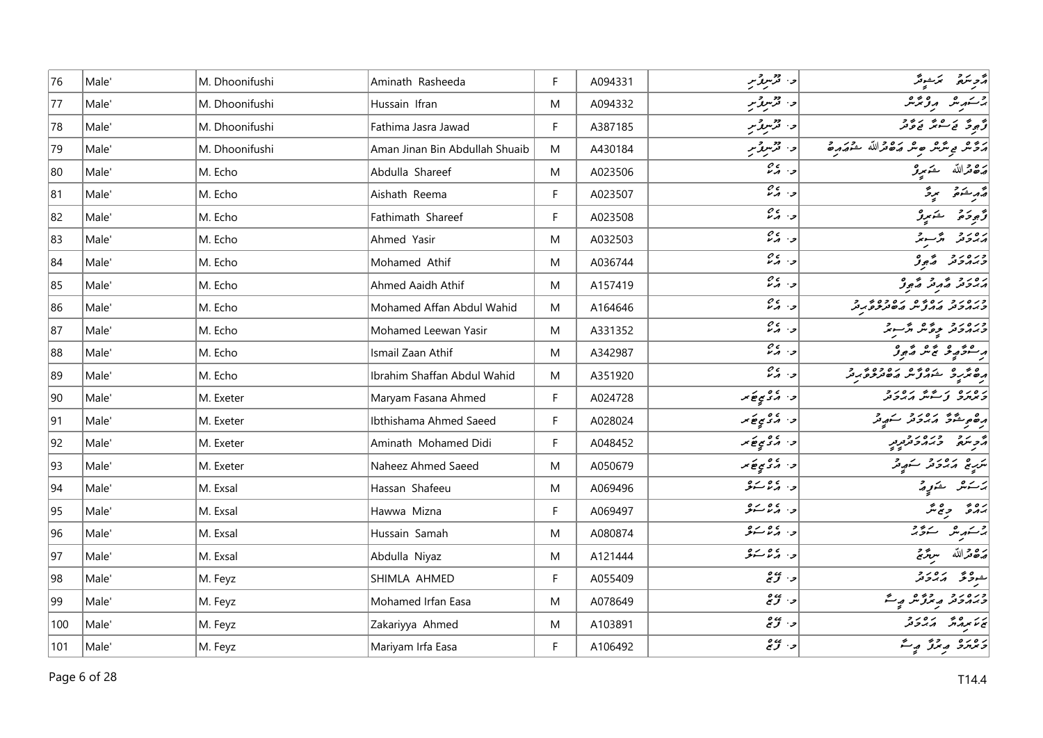| 76 | Male' | M. Dhoonifushi | Aminath Rasheeda | F | A094331 | މ. ދޫނިފުށި | އާމިނަތު ރަޝީދާ |
|---|---|---|---|---|---|---|---|
| 77 | Male' | M. Dhoonifushi | Hussain Ifran | M | A094332 | މ. ދޫނިފުށި | ހުސައިން އިފްރާން |
| 78 | Male' | M. Dhoonifushi | Fathima Jasra Jawad | F | A387185 | މ. ދޫނިފުށި | ފާތިމާ ޖަސްރާ ޖަވާދު |
| 79 | Male' | M. Dhoonifushi | Aman Jinan Bin Abdullah Shuaib | M | A430184 | މ. ދޫނިފުށި | އަމާން ޖިނާން ބިން އަބްދުﷲ ޝުޢައިބު |
| 80 | Male' | M. Echo | Abdulla Shareef | M | A023506 | މ. އެކޯ | އަބްދުﷲ ޝަރީފު |
| 81 | Male' | M. Echo | Aishath Reema | F | A023507 | މ. އެކޯ | އާއިޝަތު ރީމާ |
| 82 | Male' | M. Echo | Fathimath Shareef | F | A023508 | މ. އެކޯ | ފާތިމަތު ޝަރީފު |
| 83 | Male' | M. Echo | Ahmed Yasir | M | A032503 | މ. އެކޯ | އަހުމަދު ޔާސިރު |
| 84 | Male' | M. Echo | Mohamed Athif | M | A036744 | މ. އެކޯ | މުހައްމަދު އާތިފު |
| 85 | Male' | M. Echo | Ahmed Aaidh Athif | M | A157419 | މ. އެކޯ | އަހުމަދު އާއިދު އާތިފު |
| 86 | Male' | M. Echo | Mohamed Affan Abdul Wahid | M | A164646 | މ. އެކޯ | މުހައްމަދު އައްފާން އަބްދުލްވާހިދު |
| 87 | Male' | M. Echo | Mohamed Leewan Yasir | M | A331352 | މ. އެކޯ | މުހައްމަދު ލީވާން ޔާސިރު |
| 88 | Male' | M. Echo | Ismail Zaan Athif | M | A342987 | މ. އެކޯ | އިސްމާއީލް ޒާން އާތިފު |
| 89 | Male' | M. Echo | Ibrahim Shaffan Abdul Wahid | M | A351920 | މ. އެކޯ | އިބްރާހިމް ޝައްފާން އަބްދުލްވާހިދު |
| 90 | Male' | M. Exeter | Maryam Fasana Ahmed | F | A024728 | މ. އެގްޒެޓަރ | މަރްޔަމް ފަސާނާ އަހްމަދު |
| 91 | Male' | M. Exeter | Ibthishama Ahmed Saeed | F | A028024 | މ. އެގްޒެޓަރ | އިބްތިޝާމާ އަހުމަދު ސައީދު |
| 92 | Male' | M. Exeter | Aminath Mohamed Didi | F | A048452 | މ. އެގްޒެޓަރ | އާމިނަތު މުހައްމަދުދީދީ |
| 93 | Male' | M. Exeter | Naheez Ahmed Saeed | M | A050679 | މ. އެގްޒެޓަރ | ނަހީޒު އަހުމަދު ސައީދު |
| 94 | Male' | M. Exsal | Hassan Shafeeu | M | A069496 | މ. އެކްސަލް | ހަސަން ޝަފީޢު |
| 95 | Male' | M. Exsal | Hawwa Mizna | F | A069497 | މ. އެކްސަލް | ހައްވާ މިޒްނާ |
| 96 | Male' | M. Exsal | Hussain Samah | M | A080874 | މ. އެކްސަލް | ހުސައިން ސަމާހު |
| 97 | Male' | M. Exsal | Abdulla Niyaz | M | A121444 | މ. އެކްސަލް | އަބްދުﷲ ނިޔާޒު |
| 98 | Male' | M. Feyz | SHIMLA AHMED | F | A055409 | މ. ފޭޒް | ޝިމްލާ އަހުމަދު |
| 99 | Male' | M. Feyz | Mohamed Irfan Easa | M | A078649 | މ. ފޭޒް | މުހައްމަދު އިރުފާން ޢީސާ |
| 100 | Male' | M. Feyz | Zakariyya Ahmed | M | A103891 | މ. ފޭޒް | ޒަކަރިއްޔާ އަހުމަދު |
| 101 | Male' | M. Feyz | Mariyam Irfa Easa | F | A106492 | މ. ފޭޒް | މަރިޔަމް އިރުފާ ޢީސާ |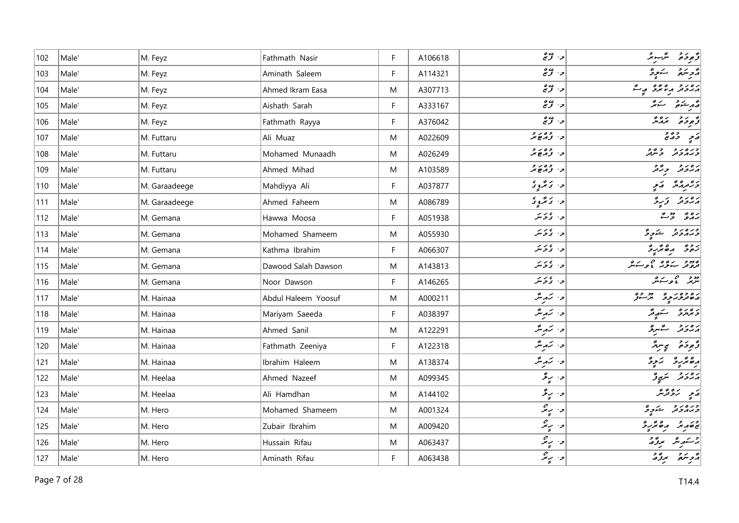| 102 | Male' | M. Feyz | Fathmath Nasir | F | A106618 | م. ؤَيْج | ؤُجِرَمْ سَّرَبِيرُ |
|---|---|---|---|---|---|---|---|
| 103 | Male' | M. Feyz | Aminath Saleem | F | A114321 | م. ؤَيْج | مُحِرَمَّ سَرَدِ |
| 104 | Male' | M. Feyz | Ahmed Ikram Easa | M | A307713 | م. ؤَيْج | مَرْدَدْ مِرْمَرَّمْ مِيَّ |
| 105 | Male' | M. Feyz | Aishath Sarah | F | A333167 | م. ؤَيْج | مُّرْشَمْ سَمَّرَ |
| 106 | Male' | M. Feyz | Fathmath Rayya | F | A376042 | م. ؤَيْج | ؤُجِرَمْ بَرْمَرَ |
| 107 | Male' | M. Futtaru | Ali Muaz | M | A022609 | م. ؤُمْرَعَبْر | مَرِ دُمَّجْ |
| 108 | Male' | M. Futtaru | Mohamed Munaadh | M | A026249 | م. ؤُمْرَعَبْر | دَبَرْدَدْ دُسَّرْ |
| 109 | Male' | M. Futtaru | Ahmed Mihad | M | A103589 | م. ؤُمْرَعَبْر | مَرْدَدْ دِرَّدْ |
| 110 | Male' | M. Garaadeege | Mahdiyya Ali | F | A037877 | م. ذَمَرَّبِدَ | دَرْمَرِمْرَ مَرِ |
| 111 | Male' | M. Garaadeege | Ahmed Faheem | M | A086789 | م. ذَمَرَّبِدَ | مَرْدَدْ دَرِدْ |
| 112 | Male' | M. Gemana | Hawwa Moosa | F | A051938 | م. ذَدَسَ | بَرْمَرَّ دُّسَّ |
| 113 | Male' | M. Gemana | Mohamed Shameem | M | A055930 | م. ذَدَسَ | دَبَرْدَدْ شَدِدْ |
| 114 | Male' | M. Gemana | Kathma Ibrahim | F | A066307 | م. ذَدَسَ | رَمَرْ مِرْمَرَّرْ |
| 115 | Male' | M. Gemana | Dawood Salah Dawson | M | A143813 | م. ذَدَسَ | مَرَّدْ سَرَّرْ مُرِسَمْرْ |
| 116 | Male' | M. Gemana | Noor Dawson | F | A146265 | م. ذَدَسَ | سُرْرْ مُرِسَمْرْ |
| 117 | Male' | M. Hainaa | Abdul Haleem Yoosuf | M | A000211 | م. رَمِسَّ | مَرْمَرْمْرَدِدْ مَرَّسْرْ |
| 118 | Male' | M. Hainaa | Mariyam Saeeda | F | A038397 | م. رَمِسَّ | دَمْرَرْدْ سَمِرْ |
| 119 | Male' | M. Hainaa | Ahmed Sanil | M | A122291 | م. رَمِسَّ | مَرْدَدْ سَّسِرْ |
| 120 | Male' | M. Hainaa | Fathmath Zeeniya | F | A122318 | م. رَمِسَّ | ؤُجِرَمْ بِسِرَّ |
| 121 | Male' | M. Hainaa | Ibrahim Haleem | M | A138374 | م. رَمِسَّ | مِرْمَرَّرْ بَرِدْ |
| 122 | Male' | M. Heelaa | Ahmed Nazeef | M | A099345 | م. رِدَّ | مَرْدَدْ سَبِدْ |
| 123 | Male' | M. Heelaa | Ali Hamdhan | M | A144102 | م. رِدَّ | مَرِ رَدْمَرْ |
| 124 | Male' | M. Hero | Mohamed Shameem | M | A001324 | م. رِمَرْ | دَبَرْدَدْ شَدِدْ |
| 125 | Male' | M. Hero | Zubair Ibrahim | M | A009420 | م. رِمَرْ | مَمَرِمْ مِرْمَرَّرْ |
| 126 | Male' | M. Hero | Hussain Rifau | M | A063437 | م. رِمَرْ | بُسَمَرِسْ بِرِدَّمْ |
| 127 | Male' | M. Hero | Aminath Rifau | F | A063438 | م. رِمَرْ | مُحِرَمَّ بِرِدَّمْ |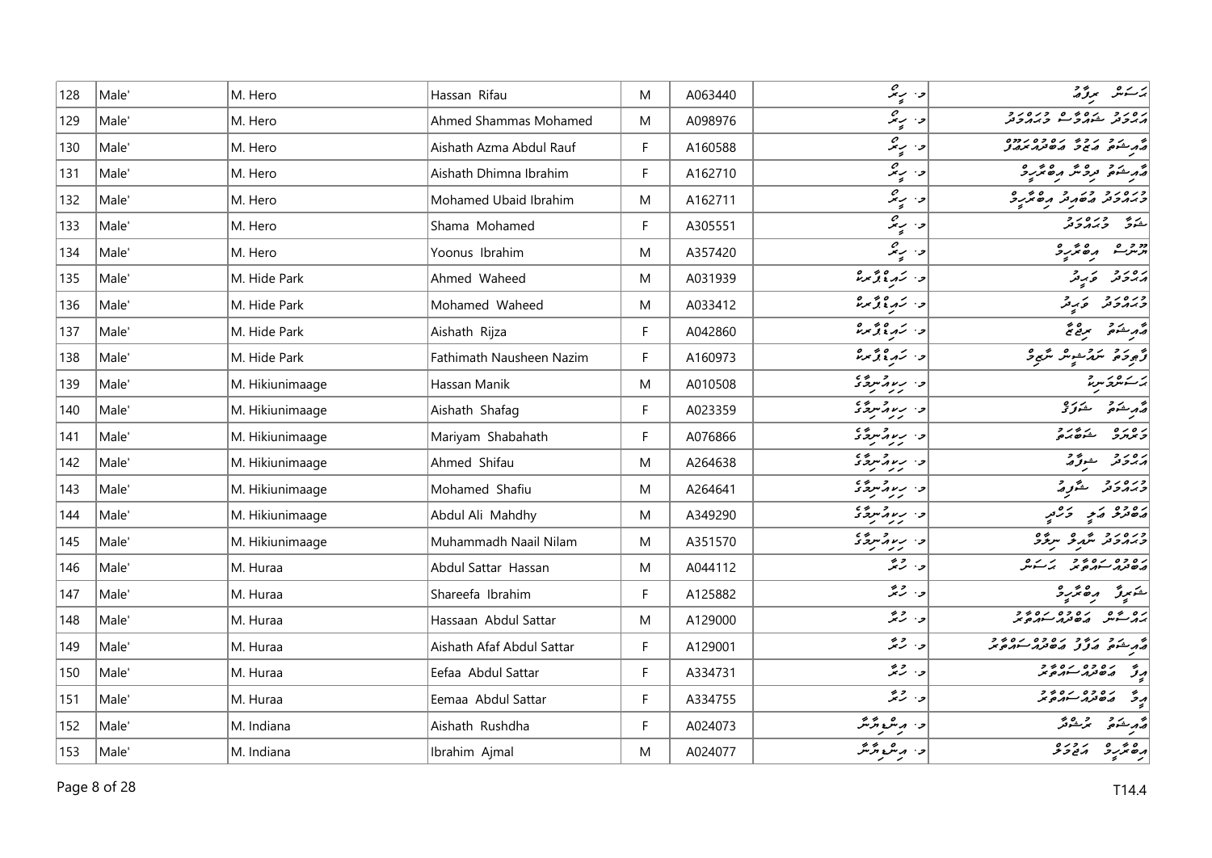| 128 | Male' | M. Hero | Hassan Rifau | M | A063440 | މ. ހިރޯ | ހަސަން ރިފާއު |
|---|---|---|---|---|---|---|---|
| 129 | Male' | M. Hero | Ahmed Shammas Mohamed | M | A098976 | މ. ހިރޯ | އަޙްމަދު ޝައްމާސް މުޙައްމަދު |
| 130 | Male' | M. Hero | Aishath Azma Abdul Rauf | F | A160588 | މ. ހިރޯ | އާއިޝަތު އަޒްމާ އަބްދުއްރައޫފު |
| 131 | Male' | M. Hero | Aishath Dhimna Ibrahim | F | A162710 | މ. ހިރޯ | އާއިޝަތު ދިމްނާ އިބްރާހީމް |
| 132 | Male' | M. Hero | Mohamed Ubaid Ibrahim | M | A162711 | މ. ހިރޯ | މުޙައްމަދު އުބައިދު އިބްރާހީމް |
| 133 | Male' | M. Hero | Shama Mohamed | F | A305551 | މ. ހިރޯ | ޝަމާ މުޙައްމަދު |
| 134 | Male' | M. Hero | Yoonus Ibrahim | M | A357420 | މ. ހިރޯ | ޔޫނުސް އިބްރާހީމް |
| 135 | Male' | M. Hide Park | Ahmed Waheed | M | A031939 | މ. ހައިޑްޕާރކް | އަޙްމަދު ވަޙީދު |
| 136 | Male' | M. Hide Park | Mohamed Waheed | M | A033412 | މ. ހައިޑްޕާރކް | މުޙައްމަދު ވަޙީދު |
| 137 | Male' | M. Hide Park | Aishath Rijza | F | A042860 | މ. ހައިޑްޕާރކް | އާއިޝަތު ރިޖްޒާ |
| 138 | Male' | M. Hide Park | Fathimath Nausheen Nazim | F | A160973 | މ. ހައިޑްޕާރކް | ފާތިމަތު ނައުޝީން ނާޒިމް |
| 139 | Male' | M. Hikiunimaage | Hassan Manik | M | A010508 | މ. ހިކިއުނިމާގެ | ހަސަންމަނިކު |
| 140 | Male' | M. Hikiunimaage | Aishath Shafag | F | A023359 | މ. ހިކިއުނިމާގެ | އާއިޝަތު ޝަފަގް |
| 141 | Male' | M. Hikiunimaage | Mariyam Shabahath | F | A076866 | މ. ހިކިއުނިމާގެ | މަރްޔަމް ޝަބަހަތު |
| 142 | Male' | M. Hikiunimaage | Ahmed Shifau | M | A264638 | މ. ހިކިއުނިމާގެ | އަޙްމަދު ޝިފާއު |
| 143 | Male' | M. Hikiunimaage | Mohamed Shafiu | M | A264641 | މ. ހިކިއުނިމާގެ | މުޙައްމަދު ޝާފިއު |
| 144 | Male' | M. Hikiunimaage | Abdul Ali Mahdhy | M | A349290 | މ. ހިކިއުނިމާގެ | އަބްދުލް އަލި މަހްދީ |
| 145 | Male' | M. Hikiunimaage | Muhammadh Naail Nilam | M | A351570 | މ. ހިކިއުނިމާގެ | މުޙައްމަދު ނާއިލް ނިލާމް |
| 146 | Male' | M. Huraa | Abdul Sattar Hassan | M | A044112 | މ. ހުރާ | އަބްދުލްސައްތާރު ހަސަން |
| 147 | Male' | M. Huraa | Shareefa Ibrahim | F | A125882 | މ. ހުރާ | ޝަރީފާ އިބްރާހީމް |
| 148 | Male' | M. Huraa | Hassaan Abdul Sattar | M | A129000 | މ. ހުރާ | ހައްސާން އަބްދުލްސައްތާރު |
| 149 | Male' | M. Huraa | Aishath Afaf Abdul Sattar | F | A129001 | މ. ހުރާ | އާއިޝަތު އަފާފް އަބްދުލްސައްތާރު |
| 150 | Male' | M. Huraa | Eefaa Abdul Sattar | F | A334731 | މ. ހުރާ | އީފާ އަބްދުލްސައްތާރު |
| 151 | Male' | M. Huraa | Eemaa Abdul Sattar | F | A334755 | މ. ހުރާ | އީމާ އަބްދުލްސައްތާރު |
| 152 | Male' | M. Indiana | Aishath Rushdha | F | A024073 | މ. އިންޑިއާނާ | އާއިޝަތު ރުޝްދާ |
| 153 | Male' | M. Indiana | Ibrahim Ajmal | M | A024077 | މ. އިންޑިއާނާ | އިބްރާހީމް އަޖްމަލް |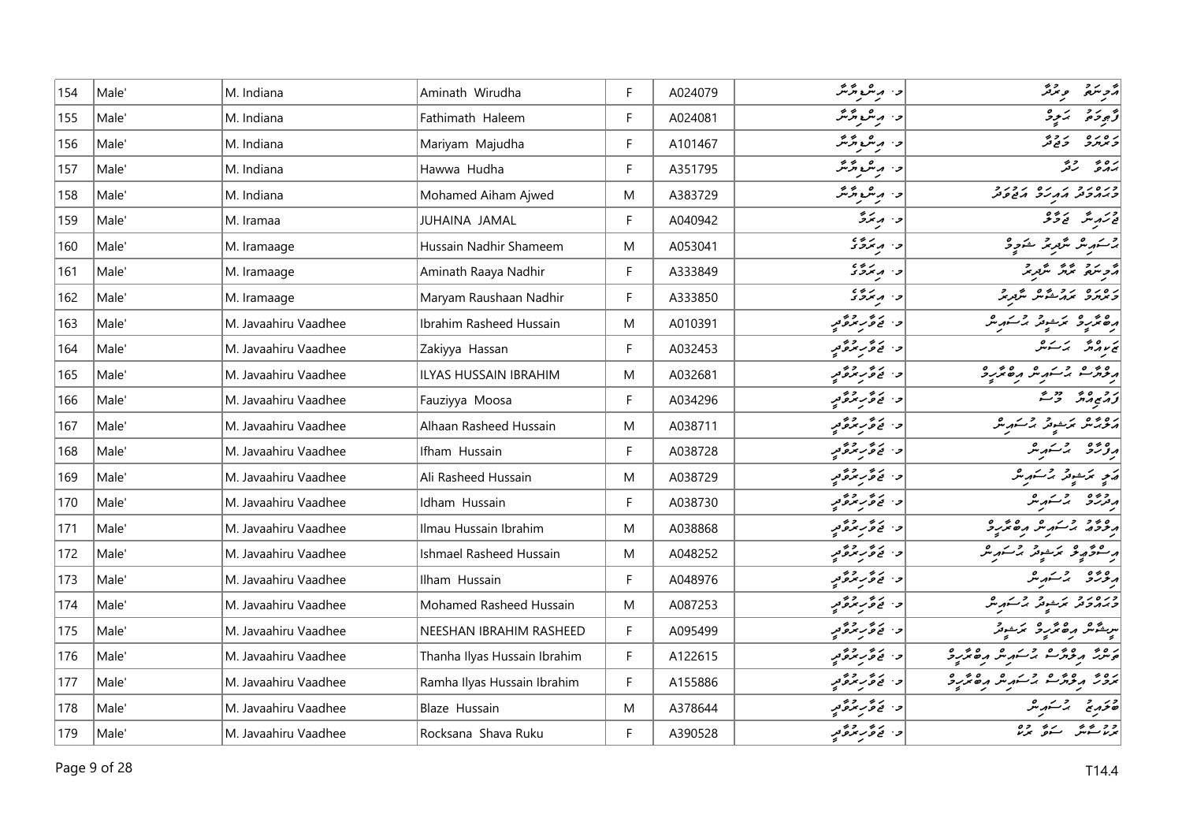| 154 | Male' | M. Indiana | Aminath Wirudha | F | A024079 | މ. އިންޑިއާނާ | އާމިނަތު ވިރުދާ |
|---|---|---|---|---|---|---|---|
| 155 | Male' | M. Indiana | Fathimath Haleem | F | A024081 | މ. އިންޑިއާނާ | ފާތިމަތު ހަލީމް |
| 156 | Male' | M. Indiana | Mariyam Majudha | F | A101467 | މ. އިންޑިއާނާ | މަރިޔަމް މަޖުދާ |
| 157 | Male' | M. Indiana | Hawwa Hudha | F | A351795 | މ. އިންޑިއާނާ | ހައްވާ ހުދާ |
| 158 | Male' | M. Indiana | Mohamed Aiham Ajwed | M | A383729 | މ. އިންޑިއާނާ | މުހައްމަދު އައިހަމް އަޖްވެދު |
| 159 | Male' | M. Iramaa | JUHAINA JAMAL | F | A040942 | މ. އިރަމާ | ޖުހައިނާ ޖަމާލް |
| 160 | Male' | M. Iramaage | Hussain Nadhir Shameem | M | A053041 | މ. އިރަމާގެ | ހުސައިން ނާދިރު ޝަމީމް |
| 161 | Male' | M. Iramaage | Aminath Raaya Nadhir | F | A333849 | މ. އިރަމާގެ | އާމިނަތު ރާޔާ ނާދިރު |
| 162 | Male' | M. Iramaage | Maryam Raushaan Nadhir | F | A333850 | މ. އިރަމާގެ | މަރިޔަމް ރައުޝާން ނާދިރު |
| 163 | Male' | M. Javaahiru Vaadhee | Ibrahim Rasheed Hussain | M | A010391 | މ. ޖަވާހިރުވާދީ | އިބްރާހިމް ރަޝީދު ހުސައިން |
| 164 | Male' | M. Javaahiru Vaadhee | Zakiyya Hassan | F | A032453 | މ. ޖަވާހިރުވާދީ | ޒަކިއްޔާ ހަސަން |
| 165 | Male' | M. Javaahiru Vaadhee | ILYAS HUSSAIN IBRAHIM | M | A032681 | މ. ޖަވާހިރުވާދީ | އިލްޔާސް ހުސައިން އިބްރާހިމް |
| 166 | Male' | M. Javaahiru Vaadhee | Fauziyya Moosa | F | A034296 | މ. ޖަވާހިރުވާދީ | ފައުޒިއްޔާ މޫސާ |
| 167 | Male' | M. Javaahiru Vaadhee | Alhaan Rasheed Hussain | M | A038711 | މ. ޖަވާހިރުވާދީ | އަލްހާން ރަޝީދު ހުސައިން |
| 168 | Male' | M. Javaahiru Vaadhee | Ifham Hussain | F | A038728 | މ. ޖަވާހިރުވާދީ | އިފްހާމް ހުސައިން |
| 169 | Male' | M. Javaahiru Vaadhee | Ali Rasheed Hussain | M | A038729 | މ. ޖަވާހިރުވާދީ | އަލި ރަޝީދު ހުސައިން |
| 170 | Male' | M. Javaahiru Vaadhee | Idham Hussain | F | A038730 | މ. ޖަވާހިރުވާދީ | އިދުހާމް ހުސައިން |
| 171 | Male' | M. Javaahiru Vaadhee | Ilmau Hussain Ibrahim | M | A038868 | މ. ޖަވާހިރުވާދީ | އިލްމާއު ހުސައިން އިބްރާހިމް |
| 172 | Male' | M. Javaahiru Vaadhee | Ishmael Rasheed Hussain | M | A048252 | މ. ޖަވާހިރުވާދީ | އިސްމާއީލް ރަޝީދު ހުސައިން |
| 173 | Male' | M. Javaahiru Vaadhee | Ilham Hussain | F | A048976 | މ. ޖަވާހިރުވާދީ | އިލްހާމް ހުސައިން |
| 174 | Male' | M. Javaahiru Vaadhee | Mohamed Rasheed Hussain | M | A087253 | މ. ޖަވާހިރުވާދީ | މުހައްމަދު ރަޝީދު ހުސައިން |
| 175 | Male' | M. Javaahiru Vaadhee | NEESHAN IBRAHIM RASHEED | F | A095499 | މ. ޖަވާހިރުވާދީ | ނީޝާން އިބްރާހިމް ރަޝީދު |
| 176 | Male' | M. Javaahiru Vaadhee | Thanha Ilyas Hussain Ibrahim | F | A122615 | މ. ޖަވާހިރުވާދީ | ތަންހާ އިލްޔާސް ހުސައިން އިބްރާހިމް |
| 177 | Male' | M. Javaahiru Vaadhee | Ramha Ilyas Hussain Ibrahim | F | A155886 | މ. ޖަވާހިރުވާދީ | ރަމްހާ އިލްޔާސް ހުސައިން އިބްރާހިމް |
| 178 | Male' | M. Javaahiru Vaadhee | Blaze Hussain | M | A378644 | މ. ޖަވާހިރުވާދީ | ބްލެޒް ހުސައިން |
| 179 | Male' | M. Javaahiru Vaadhee | Rocksana Shava Ruku | F | A390528 | މ. ޖަވާހިރުވާދީ | ރުކްސާނާ ޝަވާ ރުކް |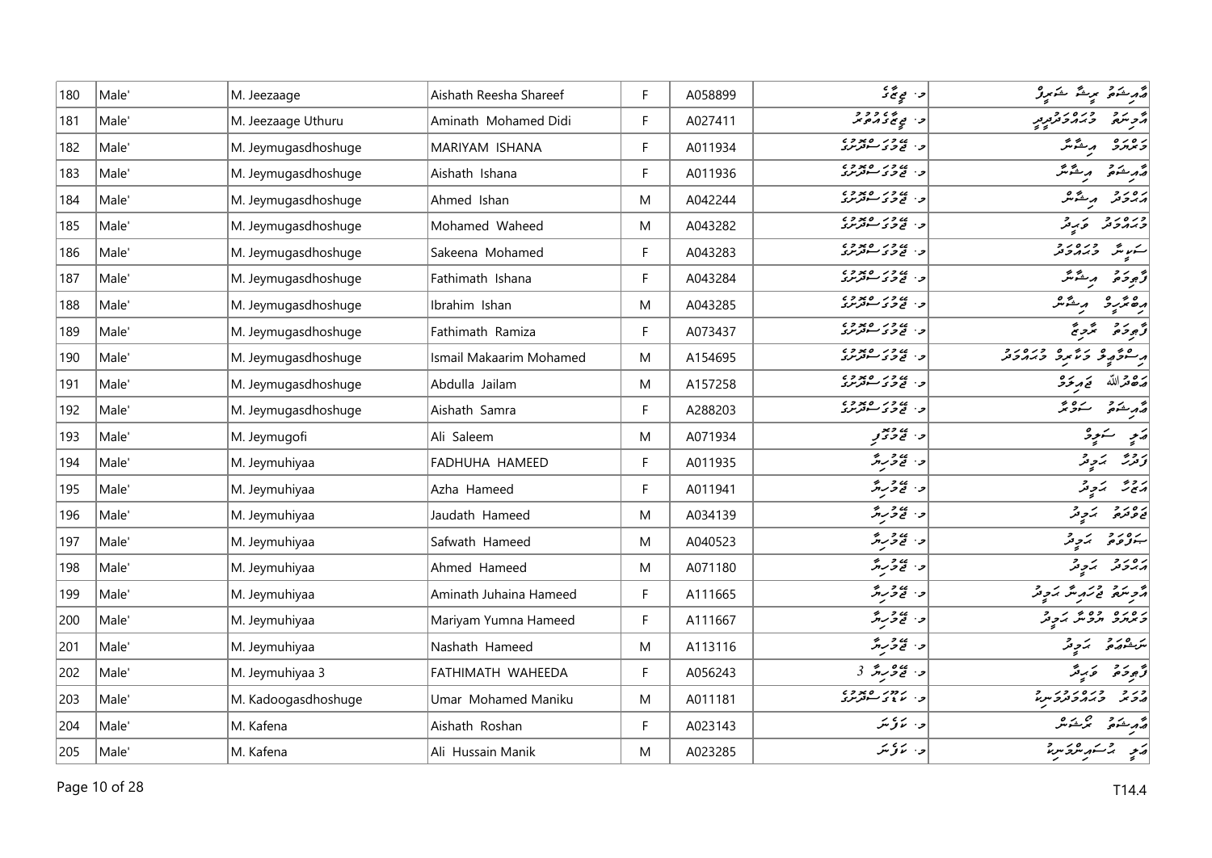| 180 | Male' | M. Jeezaage | Aishath Reesha Shareef | F | A058899 | މ. ޖީޒާގެ | އާއިޝަތު ރީޝާ ޝަރީފް |
|---|---|---|---|---|---|---|---|
| 181 | Male' | M. Jeezaage Uthuru | Aminath Mohamed Didi | F | A027411 | މ. ޖީޒާގެ އުތުރު | އާމިނަތު މުޙައްމަދުދީދީ |
| 182 | Male' | M. Jeymugasdhoshuge | MARIYAM ISHANA | F | A011934 | މ. ޖޭމުގަސްދޮށުގެ | މަރިޔަމް އިޝާނާ |
| 183 | Male' | M. Jeymugasdhoshuge | Aishath Ishana | F | A011936 | މ. ޖޭމުގަސްދޮށުގެ | އާއިޝަތު އިޝާނާ |
| 184 | Male' | M. Jeymugasdhoshuge | Ahmed Ishan | M | A042244 | މ. ޖޭމުގަސްދޮށުގެ | އަޙްމަދު އިޝާން |
| 185 | Male' | M. Jeymugasdhoshuge | Mohamed Waheed | M | A043282 | މ. ޖޭމުގަސްދޮށުގެ | މުޙައްމަދު ވަޙީދު |
| 186 | Male' | M. Jeymugasdhoshuge | Sakeena Mohamed | F | A043283 | މ. ޖޭމުގަސްދޮށުގެ | ސަކީނާ މުޙައްމަދު |
| 187 | Male' | M. Jeymugasdhoshuge | Fathimath Ishana | F | A043284 | މ. ޖޭމުގަސްދޮށުގެ | ފާތިމަތު އިޝާނާ |
| 188 | Male' | M. Jeymugasdhoshuge | Ibrahim Ishan | M | A043285 | މ. ޖޭމުގަސްދޮށުގެ | އިބްރާހީމް އިޝާން |
| 189 | Male' | M. Jeymugasdhoshuge | Fathimath Ramiza | F | A073437 | މ. ޖޭމުގަސްދޮށުގެ | ފާތިމަތު ރާމިޒާ |
| 190 | Male' | M. Jeymugasdhoshuge | Ismail Makaarim Mohamed | M | A154695 | މ. ޖޭމުގަސްދޮށުގެ | އިސްމާޢީލް މަކާރިމް މުޙައްމަދު |
| 191 | Male' | M. Jeymugasdhoshuge | Abdulla Jailam | M | A157258 | މ. ޖޭމުގަސްދޮށުގެ | އަބްދުﷲ ޖައިލަމް |
| 192 | Male' | M. Jeymugasdhoshuge | Aishath Samra | F | A288203 | މ. ޖޭމުގަސްދޮށުގެ | އާއިޝަތު ސަމްރާ |
| 193 | Male' | M. Jeymugofi | Ali Saleem | M | A071934 | މ. ޖޭމުގޮފި | އަލި ސަލީމް |
| 194 | Male' | M. Jeymuhiyaa | FADHUHA HAMEED | F | A011935 | މ. ޖޭމުހިޔާ | ފަދުހާ ހަމީދު |
| 195 | Male' | M. Jeymuhiyaa | Azha Hameed | F | A011941 | މ. ޖޭމުހިޔާ | އަޒްހާ ހަމީދު |
| 196 | Male' | M. Jeymuhiyaa | Jaudath Hameed | M | A034139 | މ. ޖޭމުހިޔާ | ޖައުދަތު ހަމީދު |
| 197 | Male' | M. Jeymuhiyaa | Safwath Hameed | M | A040523 | މ. ޖޭމުހިޔާ | ސަފްވަތު ހަމީދު |
| 198 | Male' | M. Jeymuhiyaa | Ahmed Hameed | M | A071180 | މ. ޖޭމުހިޔާ | އަޙްމަދު ހަމީދު |
| 199 | Male' | M. Jeymuhiyaa | Aminath Juhaina Hameed | F | A111665 | މ. ޖޭމުހިޔާ | އާމިނަތު ޖުހައިނާ ހަމީދު |
| 200 | Male' | M. Jeymuhiyaa | Mariyam Yumna Hameed | F | A111667 | މ. ޖޭމުހިޔާ | މަރިޔަމް ޔުމްނާ ހަމީދު |
| 201 | Male' | M. Jeymuhiyaa | Nashath Hameed | M | A113116 | މ. ޖޭމުހިޔާ | ނަޝާތު ހަމީދު |
| 202 | Male' | M. Jeymuhiyaa 3 | FATHIMATH WAHEEDA | F | A056243 | މ. ޖޭމުހިޔާ 3 | ފާތިމަތު ވަހީދާ |
| 203 | Male' | M. Kadoogasdhoshuge | Umar Mohamed Maniku | M | A011181 | މ. ކަޑޫގަސްދޮށުގެ | އުމަރު މުޙައްމަދުމަނިކު |
| 204 | Male' | M. Kafena | Aishath Roshan | F | A023143 | މ. ކަފެނަ | އާއިޝަތު ރޮޝަން |
| 205 | Male' | M. Kafena | Ali Hussain Manik | M | A023285 | މ. ކަފެނަ | އަލި ހުސައިންމަނިކު |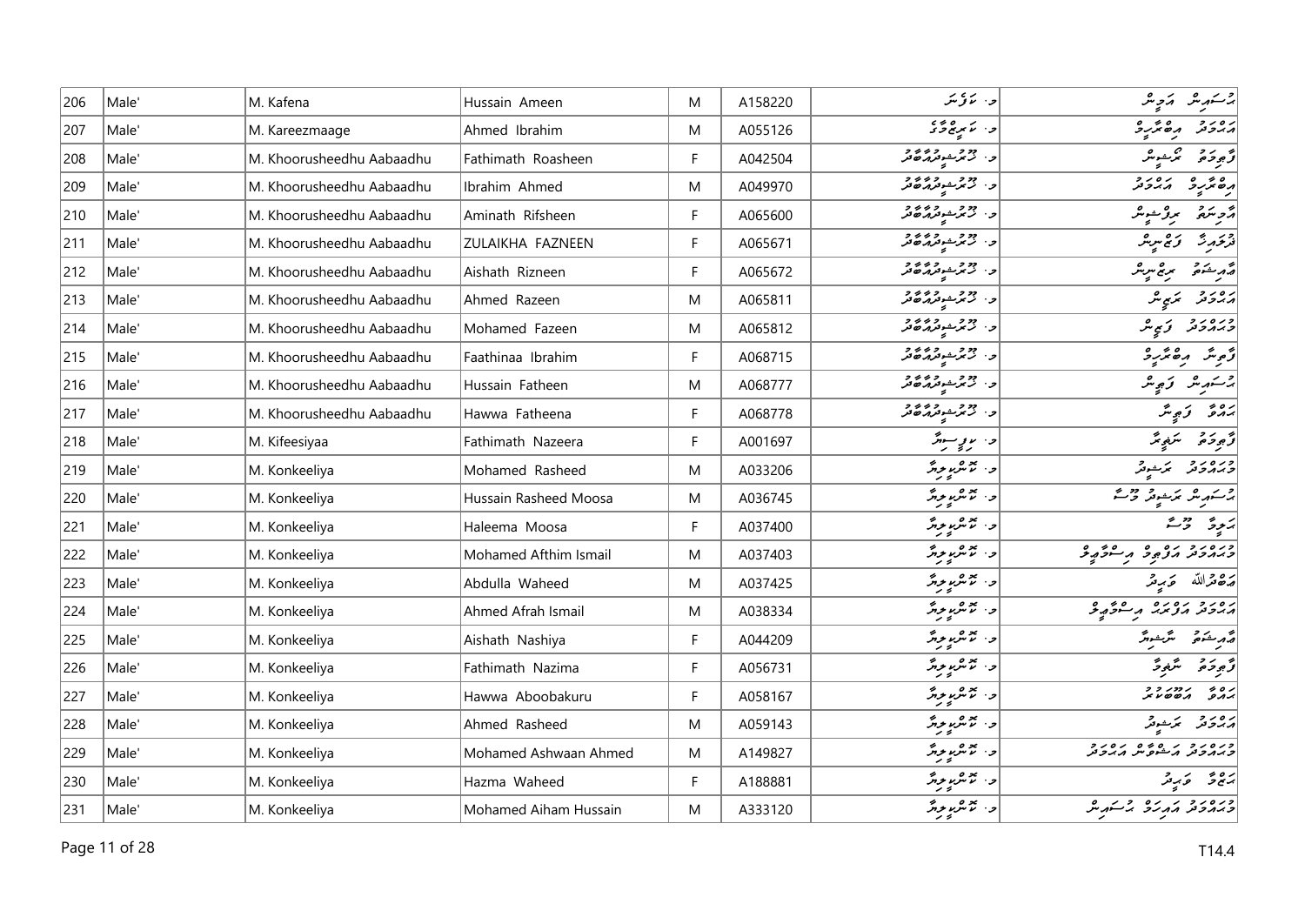| 206 | Male' | M. Kafena | Hussain Ameen | M | A158220 | މ.ކަފެނަ | ހުސައިން އަމީން |
|---|---|---|---|---|---|---|---|
| 207 | Male' | M. Kareezmaage | Ahmed Ibrahim | M | A055126 | މ. ކަރީޒްމާގެ | އަހުމަދު އިބްރާހީމް |
| 208 | Male' | M. Khoorusheedhu Aabaadhu | Fathimath Roasheen | F | A042504 | މ. ޚޫރުޝީދުއާބާދު | ފާތިމަތު ރޯޝީން |
| 209 | Male' | M. Khoorusheedhu Aabaadhu | Ibrahim Ahmed | M | A049970 | މ. ޚޫރުޝީދުއާބާދު | އިބްރާހީމް އަހުމަދު |
| 210 | Male' | M. Khoorusheedhu Aabaadhu | Aminath Rifsheen | F | A065600 | މ. ޚޫރުޝީދުއާބާދު | އާމިނަތު ރިފްޝީން |
| 211 | Male' | M. Khoorusheedhu Aabaadhu | ZULAIKHA FAZNEEN | F | A065671 | މ. ޚޫރުޝީދުއާބާދު | ޒުލައިޚާ ފަޒްނީން |
| 212 | Male' | M. Khoorusheedhu Aabaadhu | Aishath Rizneen | F | A065672 | މ. ޚޫރުޝީދުއާބާދު | އާއިޝަތު ރިޒްނީން |
| 213 | Male' | M. Khoorusheedhu Aabaadhu | Ahmed Razeen | M | A065811 | މ. ޚޫރުޝީދުއާބާދު | އަހުމަދު ރަޒީން |
| 214 | Male' | M. Khoorusheedhu Aabaadhu | Mohamed Fazeen | M | A065812 | މ. ޚޫރުޝީދުއާބާދު | މުހައްމަދު ފަޒީން |
| 215 | Male' | M. Khoorusheedhu Aabaadhu | Faathinaa Ibrahim | F | A068715 | މ. ޚޫރުޝީދުއާބާދު | ފާތިނާ އިބްރާހީމް |
| 216 | Male' | M. Khoorusheedhu Aabaadhu | Hussain Fatheen | M | A068777 | މ. ޚޫރުޝީދުއާބާދު | ހުސައިން ފަތީން |
| 217 | Male' | M. Khoorusheedhu Aabaadhu | Hawwa Fatheena | F | A068778 | މ. ޚޫރުޝީދުއާބާދު | ހައްވާ ފަތީނާ |
| 218 | Male' | M. Kifeesiyaa | Fathimath Nazeera | F | A001697 | މ. ކިފީސިޔާ | ފާތިމަތު ނަޒީރާ |
| 219 | Male' | M. Konkeeliya | Mohamed Rasheed | M | A033206 | މ. ކޮންކީލިޔާ | މުހައްމަދު ރަޝީދު |
| 220 | Male' | M. Konkeeliya | Hussain Rasheed Moosa | M | A036745 | މ. ކޮންކީލިޔާ | ހުސައިން ރަޝީދު މޫސާ |
| 221 | Male' | M. Konkeeliya | Haleema Moosa | F | A037400 | މ. ކޮންކީލިޔާ | ހަލީމާ މޫސާ |
| 222 | Male' | M. Konkeeliya | Mohamed Afthim Ismail | M | A037403 | މ. ކޮންކީލިޔާ | މުހައްމަދު އަފްތިމް އިސްމާއިލް |
| 223 | Male' | M. Konkeeliya | Abdulla Waheed | M | A037425 | މ. ކޮންކީލިޔާ | އަބްދުﷲ ވަހީދު |
| 224 | Male' | M. Konkeeliya | Ahmed Afrah Ismail | M | A038334 | މ. ކޮންކީލިޔާ | އަހުމަދު އަފްރާހް އިސްމާއިލް |
| 225 | Male' | M. Konkeeliya | Aishath Nashiya | F | A044209 | މ. ކޮންކީލިޔާ | އާއިޝަތު ނާޝިޔާ |
| 226 | Male' | M. Konkeeliya | Fathimath Nazima | F | A056731 | މ. ކޮންކީލިޔާ | ފާތިމަތު ނާޒިމާ |
| 227 | Male' | M. Konkeeliya | Hawwa Aboobakuru | F | A058167 | މ. ކޮންކީލިޔާ | ހައްވާ އަބޫބަކުރު |
| 228 | Male' | M. Konkeeliya | Ahmed Rasheed | M | A059143 | މ. ކޮންކީލިޔާ | އަހުމަދު ރަޝީދު |
| 229 | Male' | M. Konkeeliya | Mohamed Ashwaan Ahmed | M | A149827 | މ. ކޮންކީލިޔާ | މުހައްމަދު އަޝްވާން އަހުމަދު |
| 230 | Male' | M. Konkeeliya | Hazma Waheed | F | A188881 | މ. ކޮންކީލިޔާ | ހަޒްމާ ވަހީދު |
| 231 | Male' | M. Konkeeliya | Mohamed Aiham Hussain | M | A333120 | މ. ކޮންކީލިޔާ | މުހައްމަދު އައިހަމް ހުސައިން |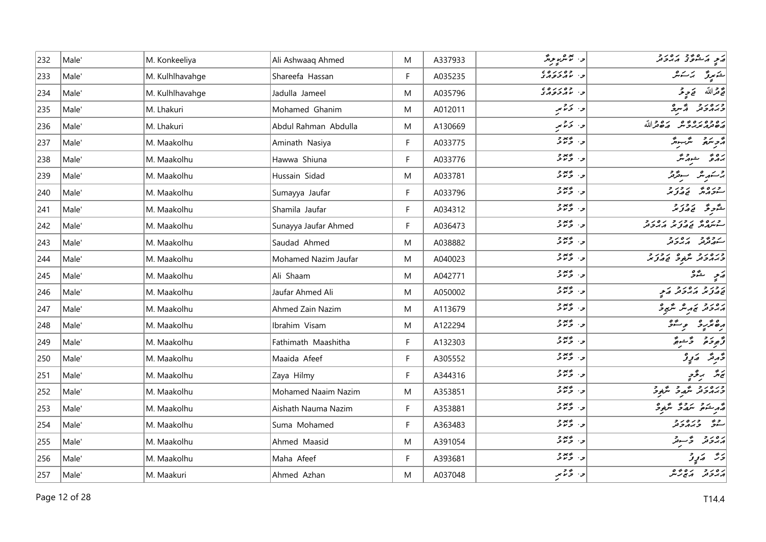| 232 | Male' | M. Konkeeliya | Ali Ashwaaq Ahmed | M | A337933 | މ. ކޮންކީލިޔާ | އަލީ އަޝްވާޤު އަހުމަދު |
|---|---|---|---|---|---|---|---|
| 233 | Male' | M. Kulhlhavahge | Shareefa Hassan | F | A035235 | މ. ކުޅްޅަވަހުގެ | ޝަރީފާ ހަސަން |
| 234 | Male' | M. Kulhlhavahge | Jadulla Jameel | M | A035796 | މ. ކުޅްޅަވަހުގެ | ޖާދުاللهَ ޖަމީލް |
| 235 | Male' | M. Lhakuri | Mohamed Ghanim | M | A012011 | މ. ޅަކުރި | މުޙައްމަދު ޣާނިމް |
| 236 | Male' | M. Lhakuri | Abdul Rahman Abdulla | M | A130669 | މ. ޅަކުރި | އަބްދުއްރަޙްމާން އަބްدُالله |
| 237 | Male' | M. Maakolhu | Aminath Nasiya | F | A033775 | މ. މާކޮޅު | އާމިނަތު ނާސިޔާ |
| 238 | Male' | M. Maakolhu | Hawwa Shiuna | F | A033776 | މ. މާކޮޅު | ހައްވާ ޝިއުނާ |
| 239 | Male' | M. Maakolhu | Hussain Sidad | M | A033781 | މ. މާކޮޅު | ހުސައިން ސިދާދު |
| 240 | Male' | M. Maakolhu | Sumayya Jaufar | F | A033796 | މ. މާކޮޅު | ސުމައްޔާ ޖައުފަރު |
| 241 | Male' | M. Maakolhu | Shamila Jaufar | F | A034312 | މ. މާކޮޅު | ޝާމިލާ ޖައުފަރު |
| 242 | Male' | M. Maakolhu | Sunayya Jaufar Ahmed | F | A036473 | މ. މާކޮޅު | ސުނައްޔާ ޖައުފަރު އަހުމަދު |
| 243 | Male' | M. Maakolhu | Saudad Ahmed | M | A038882 | މ. މާކޮޅު | ސައުދާދު އަހުމަދު |
| 244 | Male' | M. Maakolhu | Mohamed Nazim Jaufar | M | A040023 | މ. މާކޮޅު | މުޙައްމަދު ނާޒިމް ޖައުފަރު |
| 245 | Male' | M. Maakolhu | Ali Shaam | M | A042771 | މ. މާކޮޅު | އަލީ ޝާމް |
| 246 | Male' | M. Maakolhu | Jaufar Ahmed Ali | M | A050002 | މ. މާކޮޅު | ޖައުފަރު އަހުމަދު އަލީ |
| 247 | Male' | M. Maakolhu | Ahmed Zain Nazim | M | A113679 | މ. މާކޮޅު | އަހުމަދު ޒައިން ނާޒިމް |
| 248 | Male' | M. Maakolhu | Ibrahim Visam | M | A122294 | މ. މާކޮޅު | އިބްރާހީމް ވިސާމް |
| 249 | Male' | M. Maakolhu | Fathimath Maashitha | F | A132303 | މ. މާކޮޅު | ފާތިމަތު މާޝިތާ |
| 250 | Male' | M. Maakolhu | Maaida Afeef | F | A305552 | މ. މާކޮޅު | މާއިދާ އަފީފް |
| 251 | Male' | M. Maakolhu | Zaya Hilmy | F | A344316 | މ. މާކޮޅު | ޒަޔާ ހިލްމީ |
| 252 | Male' | M. Maakolhu | Mohamed Naaim Nazim | M | A353851 | މ. މާކޮޅު | މުޙައްމަދު ނާއިމް ނާޒިމް |
| 253 | Male' | M. Maakolhu | Aishath Nauma Nazim | F | A353881 | މ. މާކޮޅު | އައިޝަތު ނައުމާ ނާޒިމް |
| 254 | Male' | M. Maakolhu | Suma Mohamed | F | A363483 | މ. މާކޮޅު | ސުމާ މުޙައްމަދު |
| 255 | Male' | M. Maakolhu | Ahmed Maasid | M | A391054 | މ. މާކޮޅު | އަހުމަދު މާސިދު |
| 256 | Male' | M. Maakolhu | Maha Afeef | F | A393681 | މ. މާކޮޅު | މަހާ އަފީފް |
| 257 | Male' | M. Maakuri | Ahmed Azhan | M | A037048 | މ. މާކުރި | އަހުމަދު އަޒްހާން |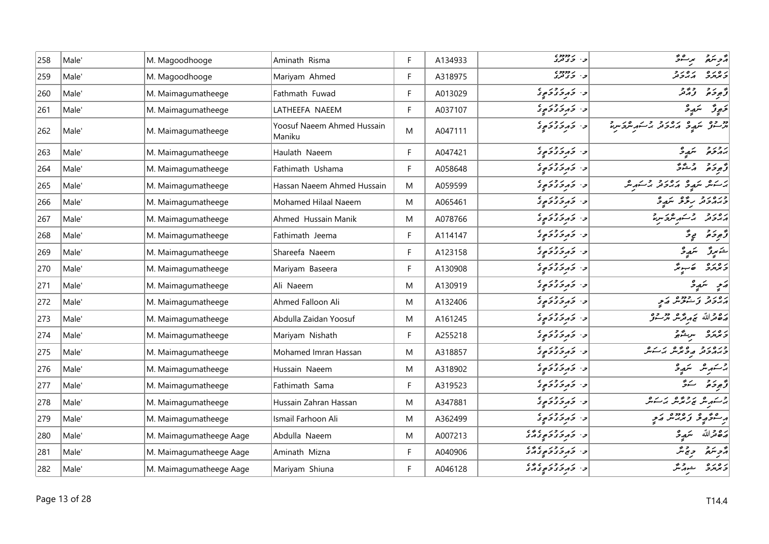| 258 | Male' | M. Magoodhooge | Aminath Risma | F | A134933 | د· ﻿ﺩ ﺩ ﺩ ﺩ ﺩ ﺩ | ﺃﺭﺳﻤﺎ ﺁﻣﻨﺔ |
|---|---|---|---|---|---|---|---|
| 259 | Male' | M. Magoodhooge | Mariyam Ahmed | F | A318975 | | |
| 260 | Male' | M. Maimagumatheege | Fathmath Fuwad | F | A013029 | | |
| 261 | Male' | M. Maimagumatheege | LATHEEFA NAEEM | F | A037107 | | |
| 262 | Male' | M. Maimagumatheege | Yoosuf Naeem Ahmed Hussain Maniku | M | A047111 | | |
| 263 | Male' | M. Maimagumatheege | Haulath Naeem | F | A047421 | | |
| 264 | Male' | M. Maimagumatheege | Fathimath Ushama | F | A058648 | | |
| 265 | Male' | M. Maimagumatheege | Hassan Naeem Ahmed Hussain | M | A059599 | | |
| 266 | Male' | M. Maimagumatheege | Mohamed Hilaal Naeem | M | A065461 | | |
| 267 | Male' | M. Maimagumatheege | Ahmed Hussain Manik | M | A078766 | | |
| 268 | Male' | M. Maimagumatheege | Fathimath Jeema | F | A114147 | | |
| 269 | Male' | M. Maimagumatheege | Shareefa Naeem | F | A123158 | | |
| 270 | Male' | M. Maimagumatheege | Mariyam Baseera | F | A130908 | | |
| 271 | Male' | M. Maimagumatheege | Ali Naeem | M | A130919 | | |
| 272 | Male' | M. Maimagumatheege | Ahmed Falloon Ali | M | A132406 | | |
| 273 | Male' | M. Maimagumatheege | Abdulla Zaidan Yoosuf | M | A161245 | | |
| 274 | Male' | M. Maimagumatheege | Mariyam Nishath | F | A255218 | | |
| 275 | Male' | M. Maimagumatheege | Mohamed Imran Hassan | M | A318857 | | |
| 276 | Male' | M. Maimagumatheege | Hussain Naeem | M | A318902 | | |
| 277 | Male' | M. Maimagumatheege | Fathimath Sama | F | A319523 | | |
| 278 | Male' | M. Maimagumatheege | Hussain Zahran Hassan | M | A347881 | | |
| 279 | Male' | M. Maimagumatheege | Ismail Farhoon Ali | M | A362499 | | |
| 280 | Male' | M. Maimagumatheege Aage | Abdulla Naeem | M | A007213 | | |
| 281 | Male' | M. Maimagumatheege Aage | Aminath Mizna | F | A040906 | | |
| 282 | Male' | M. Maimagumatheege Aage | Mariyam Shiuna | F | A046128 | | |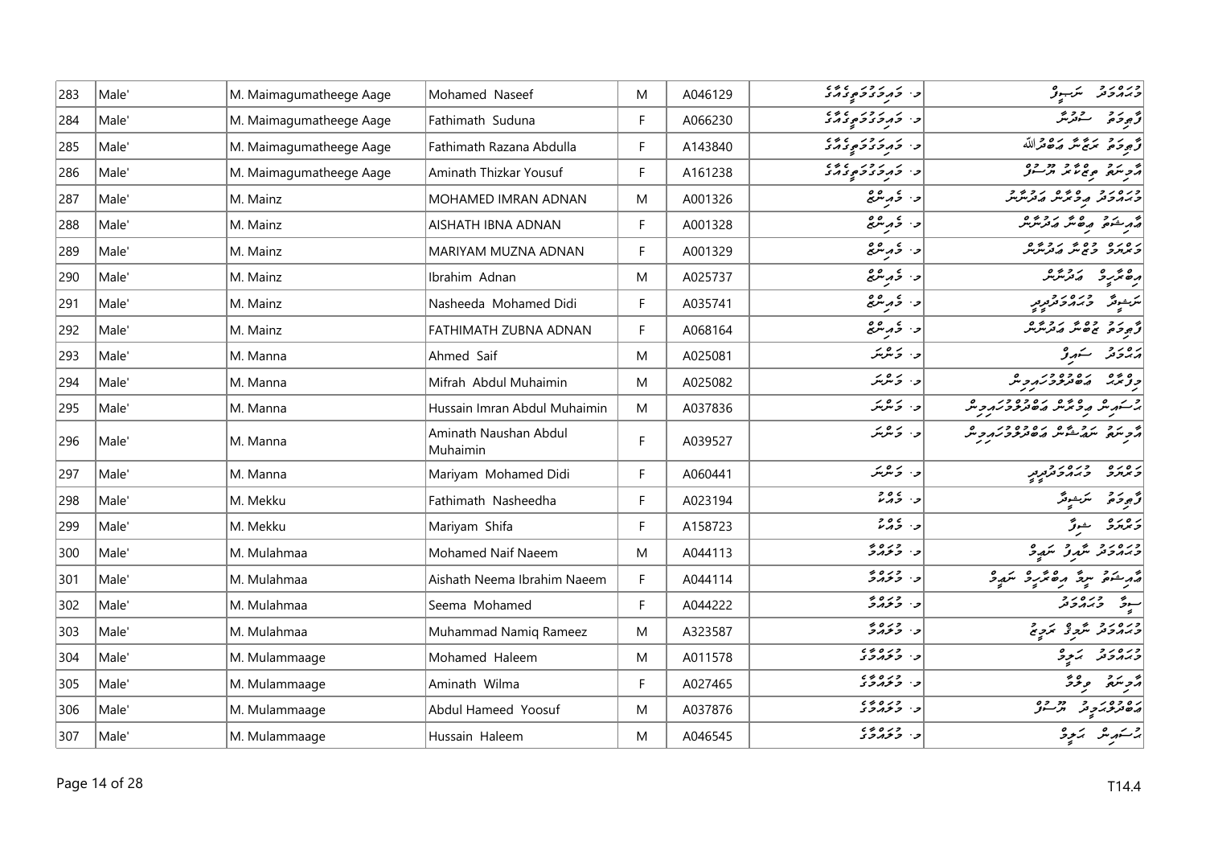| 283 | Male' | M. Maimagumatheege Aage | Mohamed Naseef | M | A046129 | މ. މައިމަގުމަތީގެ އާގެ | މުހައްމަދު ނަސީފު |
|---|---|---|---|---|---|---|---|
| 284 | Male' | M. Maimagumatheege Aage | Fathimath Suduna | F | A066230 | މ. މައިމަގުމަތީގެ އާގެ | ފާތިމަތު ސުދޫނާ |
| 285 | Male' | M. Maimagumatheege Aage | Fathimath Razana Abdulla | F | A143840 | މ. މައިމަގުމަތީގެ އާގެ | ފާތިމަތު ރަޒާނާ އަބްދުﷲ |
| 286 | Male' | M. Maimagumatheege Aage | Aminath Thizkar Yousuf | F | A161238 | މ. މައިމަގުމަތީގެ އާގެ | އާމިނަތު ތިޒްކާރު ޔޫސުފު |
| 287 | Male' | M. Mainz | MOHAMED IMRAN ADNAN | M | A001326 | މ. މެއިންޒް | މުހައްމަދު އިމްރާން އަދްނާން |
| 288 | Male' | M. Mainz | AISHATH IBNA ADNAN | F | A001328 | މ. މެއިންޒް | އާއިޝަތު އިބްނާ އަދްނާން |
| 289 | Male' | M. Mainz | MARIYAM MUZNA ADNAN | F | A001329 | މ. މެއިންޒް | މަރިޔަމް މުޒްނާ އަދްނާން |
| 290 | Male' | M. Mainz | Ibrahim Adnan | M | A025737 | މ. މެއިންޒް | އިބްރާހީމް އަދްނާން |
| 291 | Male' | M. Mainz | Nasheeda Mohamed Didi | F | A035741 | މ. މެއިންޒް | ނަޝީދާ މުހައްމަދުދީދީ |
| 292 | Male' | M. Mainz | FATHIMATH ZUBNA ADNAN | F | A068164 | މ. މެއިންޒް | ފާތިމަތު ޒުބްނާ އަދްނާން |
| 293 | Male' | M. Manna | Ahmed Saif | M | A025081 | މ. މަންނަ | އަޙްމަދު ސައިފު |
| 294 | Male' | M. Manna | Mifrah Abdul Muhaimin | M | A025082 | މ. މަންނަ | މިފްރާހް އަބްދުލްމުހައިމިން |
| 295 | Male' | M. Manna | Hussain Imran Abdul Muhaimin | M | A037836 | މ. މަންނަ | ހުސައިން އިމްރާން އަބްދުލްމުހައިމިން |
| 296 | Male' | M. Manna | Aminath Naushan Abdul Muhaimin | F | A039527 | މ. މަންނަ | އާމިނަތު ނައުޝާން އަބްދުލްމުހައިމިން |
| 297 | Male' | M. Manna | Mariyam Mohamed Didi | F | A060441 | މ. މަންނަ | މަރިޔަމް މުހައްމަދުދީދީ |
| 298 | Male' | M. Mekku | Fathimath Nasheedha | F | A023194 | މ. މެއްކު | ފާތިމަތު ނަޝީދާ |
| 299 | Male' | M. Mekku | Mariyam Shifa | F | A158723 | މ. މެއްކު | މަރިޔަމް ޝިފާ |
| 300 | Male' | M. Mulahmaa | Mohamed Naif Naeem | M | A044113 | މ. މުލައްމާ | މުހައްމަދު ނާއިފު ނަޢީމް |
| 301 | Male' | M. Mulahmaa | Aishath Neema Ibrahim Naeem | F | A044114 | މ. މުލައްމާ | އާއިޝަތު ނީމާ އިބްރާހީމް ނަޢީމް |
| 302 | Male' | M. Mulahmaa | Seema Mohamed | F | A044222 | މ. މުލައްމާ | ސީމާ މުހައްމަދު |
| 303 | Male' | M. Mulahmaa | Muhammad Namiq Rameez | M | A323587 | މ. މުލައްމާ | މުހައްމަދު ނާމިޤު ރަމީޒު |
| 304 | Male' | M. Mulammaage | Mohamed Haleem | M | A011578 | މ. މުލައްމާގެ | މުހައްމަދު ހަލީމް |
| 305 | Male' | M. Mulammaage | Aminath Wilma | F | A027465 | މ. މުލައްމާގެ | އާމިނަތު ވިލްމާ |
| 306 | Male' | M. Mulammaage | Abdul Hameed Yoosuf | M | A037876 | މ. މުލައްމާގެ | އަބްދުލްހަމީދު ޔޫސުފު |
| 307 | Male' | M. Mulammaage | Hussain Haleem | M | A046545 | މ. މުލައްމާގެ | ހުސައިން ހަލީމް |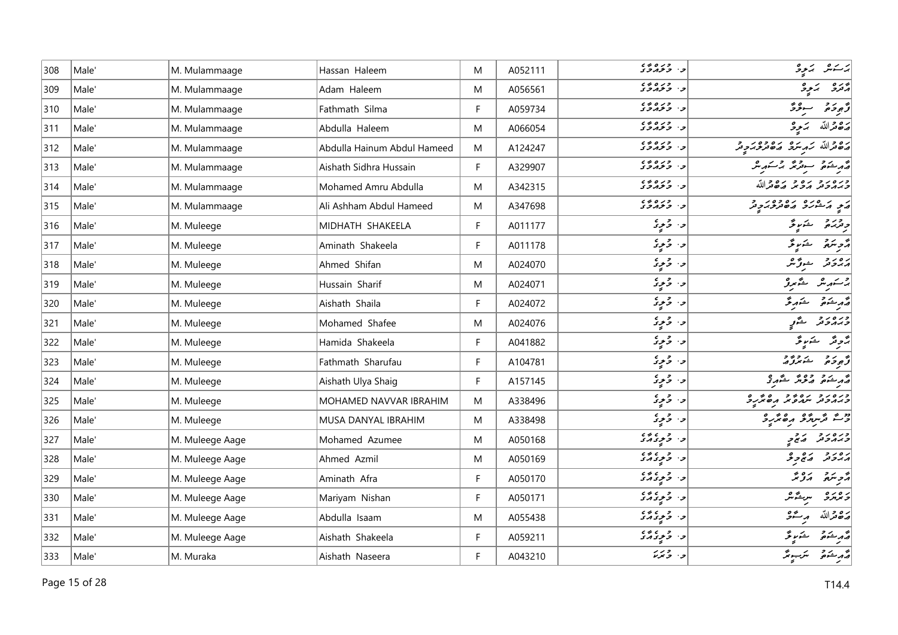| 308 | Male' | M. Mulammaage | Hassan Haleem | M | A052111 | މ. މުލައްމާގެ | ހަސަން ހަލީމް |
|---|---|---|---|---|---|---|---|
| 309 | Male' | M. Mulammaage | Adam Haleem | M | A056561 | މ. މުލައްމާގެ | އާދަމް ހަލީމް |
| 310 | Male' | M. Mulammaage | Fathmath Silma | F | A059734 | މ. މުލައްމާގެ | ފާތިމަތު ސިލްމާ |
| 311 | Male' | M. Mulammaage | Abdulla Haleem | M | A066054 | މ. މުލައްމާގެ | އަބްދުﷲ ހަލީމް |
| 312 | Male' | M. Mulammaage | Abdulla Hainum Abdul Hameed | M | A124247 | މ. މުލައްމާގެ | އަބްދުﷲ ހައިނުމް އަބްދުލްހަމީދު |
| 313 | Male' | M. Mulammaage | Aishath Sidhra Hussain | F | A329907 | މ. މުލައްމާގެ | އާއިޝަތު ސިދްރާ ހުސައިން |
| 314 | Male' | M. Mulammaage | Mohamed Amru Abdulla | M | A342315 | މ. މުލައްމާގެ | މުހައްމަދު އަމްރު އަބްދުﷲ |
| 315 | Male' | M. Mulammaage | Ali Ashham Abdul Hameed | M | A347698 | މ. މުލައްމާގެ | އަލި އަޝްހަމް އަބްދުލްހަމީދު |
| 316 | Male' | M. Muleege | MIDHATH SHAKEELA | F | A011177 | މ. މުލީގެ | މިދްހަތު ޝަކީލާ |
| 317 | Male' | M. Muleege | Aminath Shakeela | F | A011178 | މ. މުލީގެ | އާމިނަތު ޝަކީލާ |
| 318 | Male' | M. Muleege | Ahmed Shifan | M | A024070 | މ. މުލީގެ | އަހުމަދު ޝިފާން |
| 319 | Male' | M. Muleege | Hussain Sharif | M | A024071 | މ. މުލީގެ | ހުސައިން ޝާރިފް |
| 320 | Male' | M. Muleege | Aishath Shaila | F | A024072 | މ. މުލީގެ | އާއިޝަތު ޝައިލާ |
| 321 | Male' | M. Muleege | Mohamed Shafee | M | A024076 | މ. މުލީގެ | މުހައްމަދު ޝާފީ |
| 322 | Male' | M. Muleege | Hamida Shakeela | F | A041882 | މ. މުލީގެ | ހާމިދާ ޝަކީލާ |
| 323 | Male' | M. Muleege | Fathmath Sharufau | F | A104781 | މ. މުލީގެ | ފާތިމަތު ޝަރުފާއު |
| 324 | Male' | M. Muleege | Aishath Ulya Shaig | F | A157145 | މ. މުލީގެ | އާއިޝަތު އުލްޔާ ޝާއިގު |
| 325 | Male' | M. Muleege | MOHAMED NAVVAR IBRAHIM | M | A338496 | މ. މުލީގެ | މުހައްމަދު ނައްވާރު އިބްރާހީމް |
| 326 | Male' | M. Muleege | MUSA DANYAL IBRAHIM | M | A338498 | މ. މުލީގެ | މޫސާ ދާނިޔާލް އިބްރާހީމް |
| 327 | Male' | M. Muleege Aage | Mohamed Azumee | M | A050168 | މ. މުލީގެއާގެ | މުހައްމަދު އަޒުމީ |
| 328 | Male' | M. Muleege Aage | Ahmed Azmil | M | A050169 | މ. މުލީގެއާގެ | އަހުމަދު އަޒްމިލް |
| 329 | Male' | M. Muleege Aage | Aminath Afra | F | A050170 | މ. މުލީގެއާގެ | އާމިނަތު އަފްރާ |
| 330 | Male' | M. Muleege Aage | Mariyam Nishan | F | A050171 | މ. މުލީގެއާގެ | މަރިޔަމް ނިޝާން |
| 331 | Male' | M. Muleege Aage | Abdulla Isaam | M | A055438 | މ. މުލީގެއާގެ | އަބްދުﷲ އިސާމް |
| 332 | Male' | M. Muleege Aage | Aishath Shakeela | F | A059211 | މ. މުލީގެއާގެ | އާއިޝަތު ޝަކީލާ |
| 333 | Male' | M. Muraka | Aishath Naseera | F | A043210 | މ. މުރަކަ | އާއިޝަތު ނަސީރާ |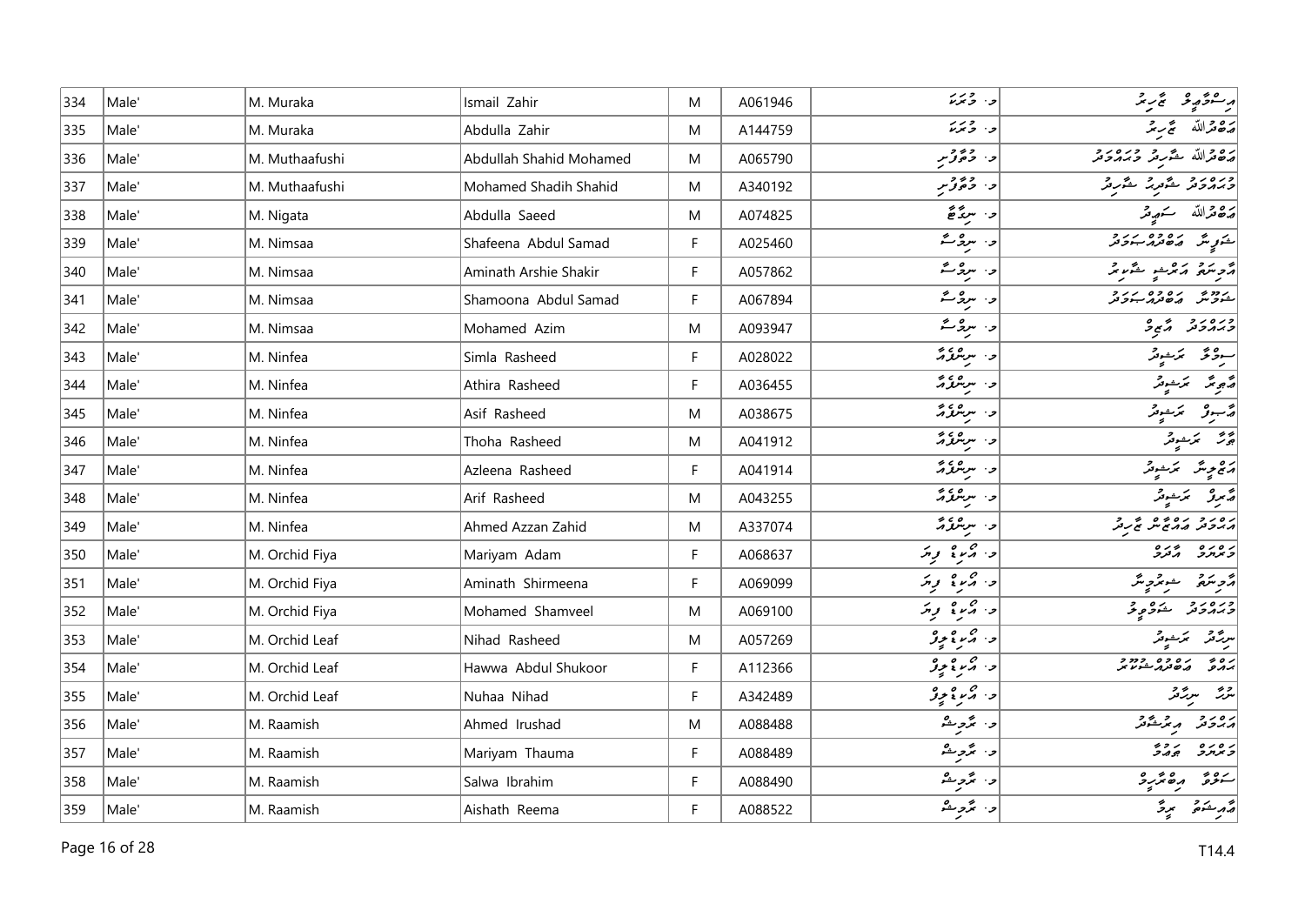| 334 | Male' | M. Muraka | Ismail Zahir | M | A061946 | މ. މުރަކަ | އިސްމާޢީލް ޒާހިރު |
|---|---|---|---|---|---|---|---|
| 335 | Male' | M. Muraka | Abdulla Zahir | M | A144759 | މ. މުރަކަ | އަބްދުﷲ ޒާހިރު |
| 336 | Male' | M. Muthaafushi | Abdullah Shahid Mohamed | M | A065790 | މ. މުތާފުށި | އަބްދުﷲ ޝާހިދު މުޙައްމަދު |
| 337 | Male' | M. Muthaafushi | Mohamed Shadih Shahid | M | A340192 | މ. މުތާފުށި | މުޙައްމަދު ޝާދިހު ޝާހިދު |
| 338 | Male' | M. Nigata | Abdulla Saeed | M | A074825 | މ. ނިގާޓާ | އަބްދުﷲ ސަޢީދު |
| 339 | Male' | M. Nimsaa | Shafeena Abdul Samad | F | A025460 | މ. ނިމްސާ | ޝަފީނާ އަބްދުއްސަމަދު |
| 340 | Male' | M. Nimsaa | Aminath Arshie Shakir | F | A057862 | މ. ނިމްސާ | އާމިނަތު އަރުޝީ ޝާކިރު |
| 341 | Male' | M. Nimsaa | Shamoona Abdul Samad | F | A067894 | މ. ނިމްސާ | ޝަމޫނާ އަބްދުއްސަމަދު |
| 342 | Male' | M. Nimsaa | Mohamed Azim | M | A093947 | މ. ނިމްސާ | މުޙައްމަދު އާޒިމް |
| 343 | Male' | M. Ninfea | Simla Rasheed | F | A028022 | މ. ނިންފީއާ | ސިމްލާ ރަޝީދު |
| 344 | Male' | M. Ninfea | Athira Rasheed | F | A036455 | މ. ނިންފީއާ | އާތިރާ ރަޝީދު |
| 345 | Male' | M. Ninfea | Asif Rasheed | M | A038675 | މ. ނިންފީއާ | އާސިފު ރަޝީދު |
| 346 | Male' | M. Ninfea | Thoha Rasheed | M | A041912 | މ. ނިންފީއާ | ޠޯހާ ރަޝީދު |
| 347 | Male' | M. Ninfea | Azleena Rasheed | F | A041914 | މ. ނިންފީއާ | އަޒްލީނާ ރަޝީދު |
| 348 | Male' | M. Ninfea | Arif Rasheed | M | A043255 | މ. ނިންފީއާ | އާރިފު ރަޝީދު |
| 349 | Male' | M. Ninfea | Ahmed Azzan Zahid | M | A337074 | މ. ނިންފީއާ | އަޙްމަދު އައްޒާން ޒާހިދު |
| 350 | Male' | M. Orchid Fiya | Mariyam Adam | F | A068637 | މ. އޯކިޑް ފިޔަ | މަރިޔަމް އާދަމް |
| 351 | Male' | M. Orchid Fiya | Aminath Shirmeena | F | A069099 | މ. އޯކިޑް ފިޔަ | އާމިނަތު ޝިރުމީނާ |
| 352 | Male' | M. Orchid Fiya | Mohamed Shamveel | M | A069100 | މ. އޯކިޑް ފިޔަ | މުޙައްމަދު ޝަމްވީލް |
| 353 | Male' | M. Orchid Leaf | Nihad Rasheed | M | A057269 | މ. އޯކިޑްލީފް | ނިހާދު ރަޝީދު |
| 354 | Male' | M. Orchid Leaf | Hawwa Abdul Shukoor | F | A112366 | މ. އޯކިޑްލީފް | ޙައްވާ އަބްދުއްޝުކޫރު |
| 355 | Male' | M. Orchid Leaf | Nuhaa Nihad | F | A342489 | މ. އޯކިޑްލީފް | ނުހާ ނިހާދު |
| 356 | Male' | M. Raamish | Ahmed Irushad | M | A088488 | މ. ރާމިޝް | އަޙްމަދު އިރުޝާދު |
| 357 | Male' | M. Raamish | Mariyam Thauma | F | A088489 | މ. ރާމިޝް | މަރިޔަމް ތައުމާ |
| 358 | Male' | M. Raamish | Salwa Ibrahim | F | A088490 | މ. ރާމިޝް | ސަލްވާ އިބްރާހީމް |
| 359 | Male' | M. Raamish | Aishath Reema | F | A088522 | މ. ރާމިޝް | އާއިޝަތު ރީމާ |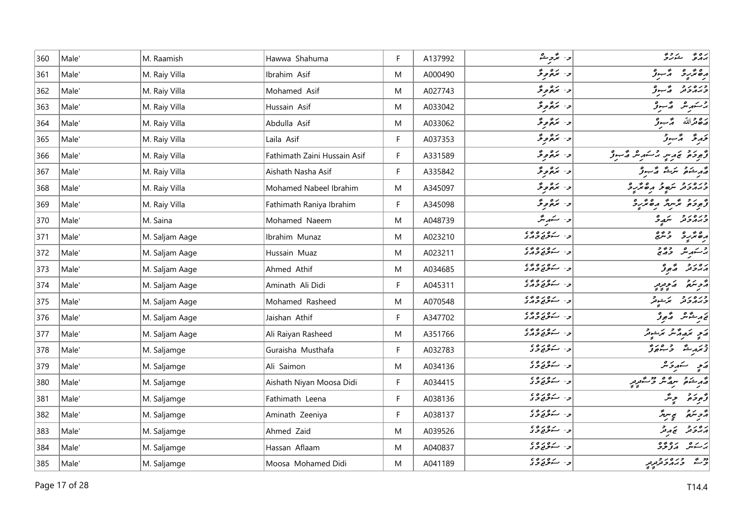| 360 | Male' | M. Raamish | Hawwa Shahuma | F | A137992 | د· بڑوِشُ | ﺑَﮤﻭَ ﺷَﻬُﻮﻣَﺎ |
|---|---|---|---|---|---|---|---|
| 361 | Male' | M. Raiy Villa | Ibrahim Asif | M | A000490 | د· ﺑَﺮﻩُﻭِﯓ | ﺍِﺑﺮﺍﻫِﻴﻢ ﺁﺳِﻒ |
| 362 | Male' | M. Raiy Villa | Mohamed Asif | M | A027743 | د· ﺑَﺮﻩُﻭِﯓ | ﻣُﺤَﻤَّﺪ ﺁﺳِﻒ |
| 363 | Male' | M. Raiy Villa | Hussain Asif | M | A033042 | د· ﺑَﺮﻩُﻭِﯓ | ﺣُﺴَﻴْﻦ ﺁﺳِﻒ |
| 364 | Male' | M. Raiy Villa | Abdulla Asif | M | A033062 | د· ﺑَﺮﻩُﻭِﯓ | ﻋَﺒْﺪُﺍﻟﻠّٰﻪ ﺁﺳِﻒ |
| 365 | Male' | M. Raiy Villa | Laila Asif | F | A037353 | د· ﺑَﺮﻩُﻭِﯓ | ﻟَﻴْﻼ ﺁﺳِﻒ |
| 366 | Male' | M. Raiy Villa | Fathimath Zaini Hussain Asif | F | A331589 | د· ﺑَﺮﻩُﻭِﯓ | ﻓﺎﻃِﻤَﺔ ﺯَﻳْﻨِﻲ ﺣُﺴَﻴْﻦ ﺁﺳِﻒ |
| 367 | Male' | M. Raiy Villa | Aishath Nasha Asif | F | A335842 | د· ﺑَﺮﻩُﻭِﯓ | ﻋﺎﺋِﺸَﺔ ﻧَﺸﺎ ﺁﺳِﻒ |
| 368 | Male' | M. Raiy Villa | Mohamed Nabeel Ibrahim | M | A345097 | د· ﺑَﺮﻩُﻭِﯓ | ﻣُﺤَﻤَّﺪ ﻧَﺒِﻴﻞ ﺍِﺑﺮﺍﻫِﻴﻢ |
| 369 | Male' | M. Raiy Villa | Fathimath Raniya Ibrahim | F | A345098 | د· ﺑَﺮﻩُﻭِﯓ | ﻓﺎﻃِﻤَﺔ ﺭﺍﻧِﻴَﺎ ﺍِﺑﺮﺍﻫِﻴﻢ |
| 370 | Male' | M. Saina | Mohamed Naeem | M | A048739 | د· ﺳَﺎﺋِﻨَﺎ | ﻣُﺤَﻤَّﺪ ﻧَﻌِﻴﻢ |
| 371 | Male' | M. Saljam Aage | Ibrahim Munaz | M | A023210 | د· ﺳَﻠْﺠَﻢ ﺁﮔެ | ﺍِﺑﺮﺍﻫِﻴﻢ ﻣُﻨَﺎﺯ |
| 372 | Male' | M. Saljam Aage | Hussain Muaz | M | A023211 | د· ﺳَﻠْﺠَﻢ ﺁﮔެ | ﺣُﺴَﻴْﻦ ﻣُﻌَﺎﺫ |
| 373 | Male' | M. Saljam Aage | Ahmed Athif | M | A034685 | د· ﺳَﻠْﺠَﻢ ﺁﮔެ | ﺃَﺣْﻤَﺪ ﻋﺎﻃِﻒ |
| 374 | Male' | M. Saljam Aage | Aminath Ali Didi | F | A045311 | د· ﺳَﻠْﺠَﻢ ﺁﮔެ | ﺁﻣِﻨَﺖ ﻋَﻠِﻲ ﺩِﻳﺪِﻱ |
| 375 | Male' | M. Saljam Aage | Mohamed Rasheed | M | A070548 | د· ﺳَﻠْﺠَﻢ ﺁﮔެ | ﻣُﺤَﻤَّﺪ ﺭَﺷِﻴﺪ |
| 376 | Male' | M. Saljam Aage | Jaishan Athif | F | A347702 | د· ﺳَﻠْﺠَﻢ ﺁﮔެ | ﺟَﻴْﺸَﺎﻥ ﻋﺎﻃِﻒ |
| 377 | Male' | M. Saljam Aage | Ali Raiyan Rasheed | M | A351766 | د· ﺳَﻠْﺠَﻢ ﺁﮔެ | ﻋَﻠِﻲ ﺭَﻳَّﺎﻥ ﺭَﺷِﻴﺪ |
| 378 | Male' | M. Saljamge | Guraisha Musthafa | F | A032783 | د· ﺳَﻠْﺠَﻢْﮔެ | ﻗُﺮَﻳْﺸَﺎ ﻣُﺼْﻄَﻔَﻰ |
| 379 | Male' | M. Saljamge | Ali Saimon | M | A034136 | د· ﺳَﻠْﺠَﻢْﮔެ | ﻋَﻠِﻲ ﺳَﺎﺋِﻤُﻮﻥ |
| 380 | Male' | M. Saljamge | Aishath Niyan Moosa Didi | F | A034415 | د· ﺳَﻠْﺠَﻢْﮔެ | ﻋﺎﺋِﺸَﺔ ﻧِﻴَﺎﻥ ﻣُﻮﺳَﻰ ﺩِﻳﺪِﻱ |
| 381 | Male' | M. Saljamge | Fathimath Leena | F | A038136 | د· ﺳَﻠْﺠَﻢْﮔެ | ﻓﺎﻃِﻤَﺔ ﻟِﻴﻨَﺎ |
| 382 | Male' | M. Saljamge | Aminath Zeeniya | F | A038137 | د· ﺳَﻠْﺠَﻢْﮔެ | ﺁﻣِﻨَﺖ ﺯِﻳﻨِﻴَﺎ |
| 383 | Male' | M. Saljamge | Ahmed Zaid | M | A039526 | د· ﺳَﻠْﺠَﻢْﮔެ | ﺃَﺣْﻤَﺪ ﺯَﺍﺋِﺪ |
| 384 | Male' | M. Saljamge | Hassan Aflaam | M | A040837 | د· ﺳَﻠْﺠَﻢْﮔެ | ﺣَﺴَﻦ ﺃَﻓْﻼﻡ |
| 385 | Male' | M. Saljamge | Moosa Mohamed Didi | M | A041189 | د· ﺳَﻠْﺠَﻢْﮔެ | ﻣُﻮﺳَﻰ ﻣُﺤَﻤَّﺪ ﺩِﻳﺪِﻱ |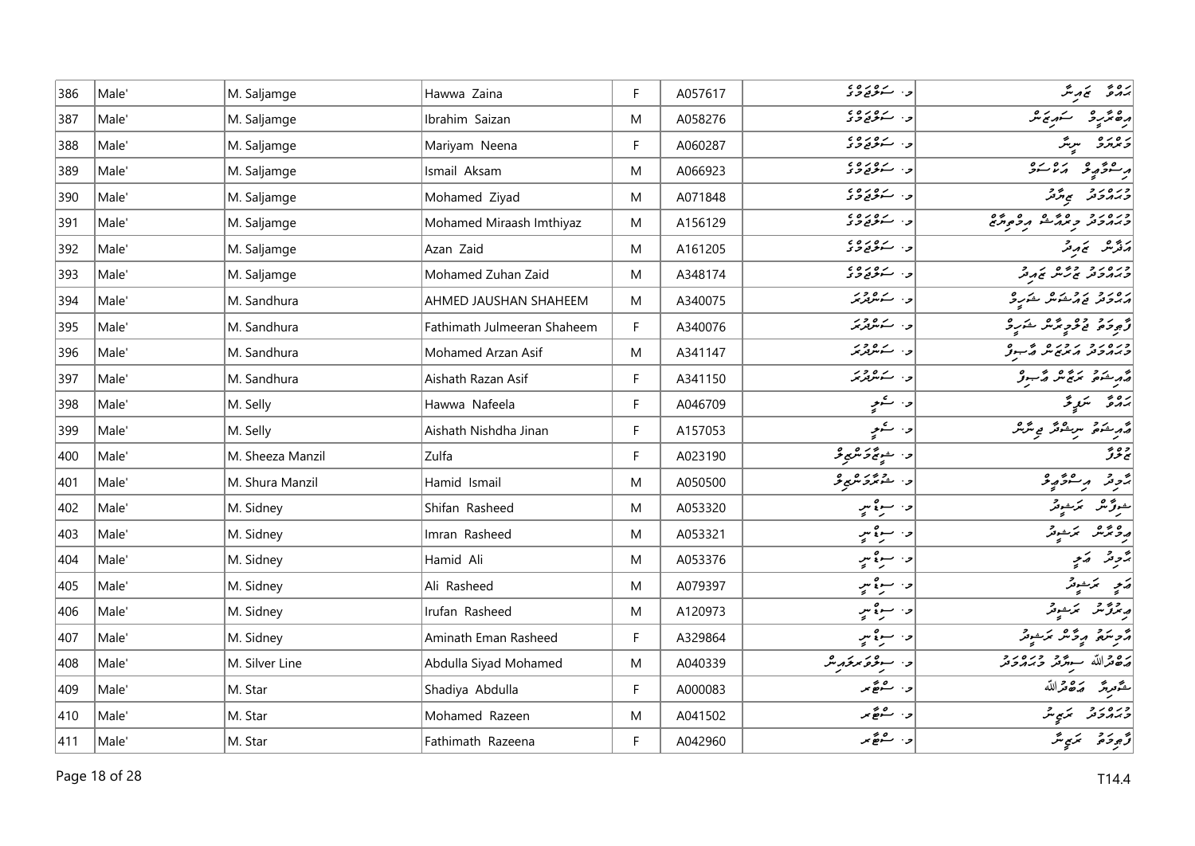| 386 | Male' | M. Saljamge | Hawwa Zaina | F | A057617 | މ. ސަލްޖަމްގެ | ހައްވާ ޒައިނާ |
|---|---|---|---|---|---|---|---|
| 387 | Male' | M. Saljamge | Ibrahim Saizan | M | A058276 | މ. ސަލްޖަމްގެ | އިބްރާހީމް ސައިޒަން |
| 388 | Male' | M. Saljamge | Mariyam Neena | F | A060287 | މ. ސަލްޖަމްގެ | މަރްޔަމް ނީނާ |
| 389 | Male' | M. Saljamge | Ismail Aksam | M | A066923 | މ. ސަލްޖަމްގެ | އިސްމާއިލް އަކްސަމް |
| 390 | Male' | M. Saljamge | Mohamed Ziyad | M | A071848 | މ. ސަލްޖަމްގެ | މުހައްމަދު ޒިޔާދު |
| 391 | Male' | M. Saljamge | Mohamed Miraash Imthiyaz | M | A156129 | މ. ސަލްޖަމްގެ | މުހައްމަދު މިރާޝް އިމްތިޔާޒް |
| 392 | Male' | M. Saljamge | Azan Zaid | M | A161205 | މ. ސަލްޖަމްގެ | އަޒާން ޒައިދު |
| 393 | Male' | M. Saljamge | Mohamed Zuhan Zaid | M | A348174 | މ. ސަލްޖަމްގެ | މުހައްމަދު ޒުހާން ޒައިދު |
| 394 | Male' | M. Sandhura | AHMED JAUSHAN SHAHEEM | M | A340075 | މ. ސަންދުރަ | އަހްމަދު ޖައުޝަން ޝަހީމް |
| 395 | Male' | M. Sandhura | Fathimath Julmeeran Shaheem | F | A340076 | މ. ސަންދުރަ | ފާތިމަތު ޖުލްމީރާން ޝަހީމް |
| 396 | Male' | M. Sandhura | Mohamed Arzan Asif | M | A341147 | މ. ސަންދުރަ | މުހައްމަދު އަރްޒާން އާސިފް |
| 397 | Male' | M. Sandhura | Aishath Razan Asif | F | A341150 | މ. ސަންދުރަ | އައިޝަތު ރަޒާން އާސިފް |
| 398 | Male' | M. Selly | Hawwa Nafeela | F | A046709 | މ. ސެލީ | ހައްވާ ނަފީލާ |
| 399 | Male' | M. Selly | Aishath Nishdha Jinan | F | A157053 | މ. ސެލީ | އައިޝަތު ނިޝްދާ ޖިނާން |
| 400 | Male' | M. Sheeza Manzil | Zulfa | F | A023190 | މ. ޝީޒާމަންޒިލް | ޒުލްފާ |
| 401 | Male' | M. Shura Manzil | Hamid Ismail | M | A050500 | މ. ޝުރާމަންޒިލް | ހާމިދު އިސްމާއިލް |
| 402 | Male' | M. Sidney | Shifan Rasheed | M | A053320 | މ. ސިޑްނީ | ޝިފާން ރަޝީދު |
| 403 | Male' | M. Sidney | Imran Rasheed | M | A053321 | މ. ސިޑްނީ | އިމްރާން ރަޝީދު |
| 404 | Male' | M. Sidney | Hamid Ali | M | A053376 | މ. ސިޑްނީ | ހާމިދު އަލި |
| 405 | Male' | M. Sidney | Ali Rasheed | M | A079397 | މ. ސިޑްނީ | އަލި ރަޝީދު |
| 406 | Male' | M. Sidney | Irufan Rasheed | M | A120973 | މ. ސިޑްނީ | އިރުފާން ރަޝީދު |
| 407 | Male' | M. Sidney | Aminath Eman Rasheed | F | A329864 | މ. ސިޑްނީ | އާމިނަތު އީމާން ރަޝީދު |
| 408 | Male' | M. Silver Line | Abdulla Siyad Mohamed | M | A040339 | މ. ސިލްވަރލައިން | އަބްދުﷲ ސިޔާދު މުހައްމަދު |
| 409 | Male' | M. Star | Shadiya Abdulla | F | A000083 | މ. ސްޓާރ | ޝާދިޔާ އަބްދުﷲ |
| 410 | Male' | M. Star | Mohamed Razeen | M | A041502 | މ. ސްޓާރ | މުހައްމަދު ރަޒީން |
| 411 | Male' | M. Star | Fathimath Razeena | F | A042960 | މ. ސްޓާރ | ފާތިމަތު ރަޒީނާ |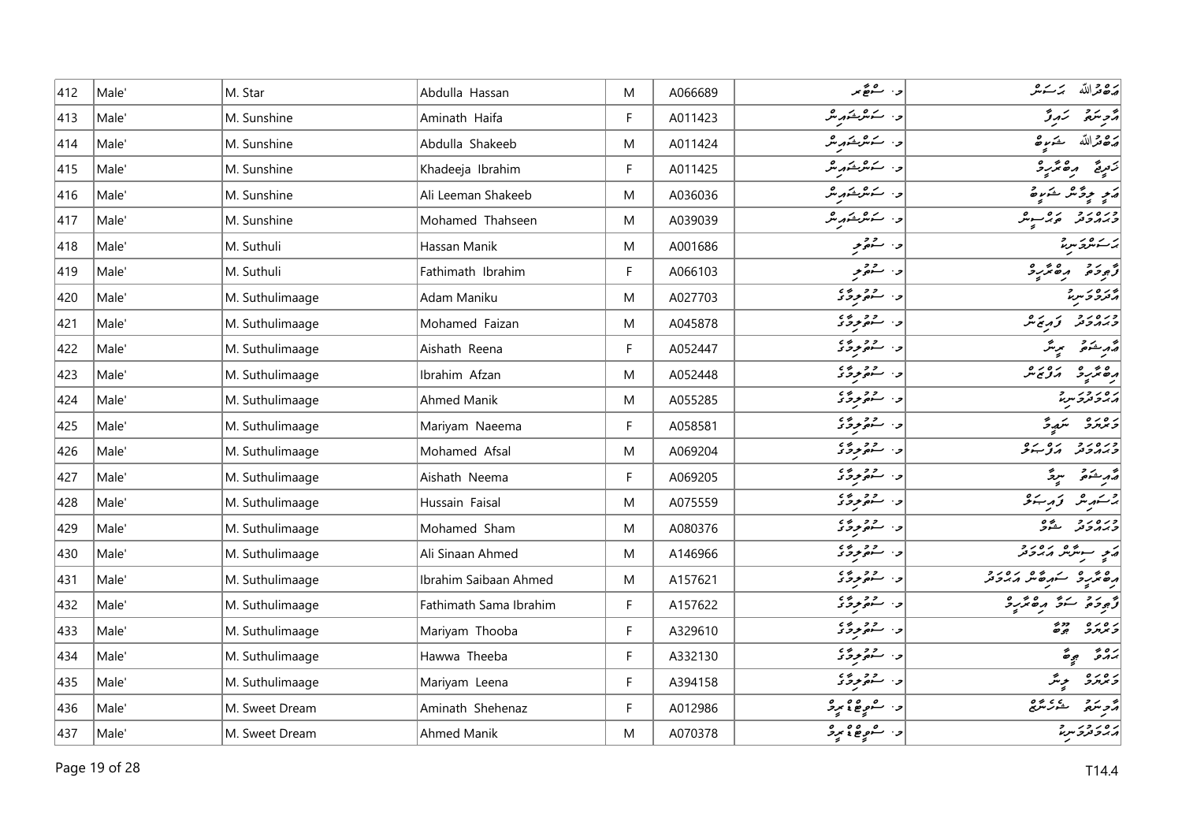| 412 | Male' | M. Star | Abdulla Hassan | M | A066689 | މ. ސްޓާރ | އަބްދުﷲ ހަސަން |
|---|---|---|---|---|---|---|---|
| 413 | Male' | M. Sunshine | Aminath Haifa | F | A011423 | މ. ސަންޝައިން | އާމިނަތު ހައިފާ |
| 414 | Male' | M. Sunshine | Abdulla Shakeeb | M | A011424 | މ. ސަންޝައިން | އަބްދުﷲ ޝަކީބު |
| 415 | Male' | M. Sunshine | Khadeeja Ibrahim | F | A011425 | މ. ސަންޝައިން | ޚަދީޖާ އިބްރާހީމް |
| 416 | Male' | M. Sunshine | Ali Leeman Shakeeb | M | A036036 | މ. ސަންޝައިން | އަލި ލީމާން ޝަކީބު |
| 417 | Male' | M. Sunshine | Mohamed Thahseen | M | A039039 | މ. ސަންޝައިން | މުޙައްމަދު ތަޙްސީން |
| 418 | Male' | M. Suthuli | Hassan Manik | M | A001686 | މ. ސުތުލި | ހަސަންމާނިކު |
| 419 | Male' | M. Suthuli | Fathimath Ibrahim | F | A066103 | މ. ސުތުލި | ފާތިމަތު އިބްރާހީމް |
| 420 | Male' | M. Suthulimaage | Adam Maniku | M | A027703 | މ. ސުތުލިމާގެ | އާދަމްމަނިކު |
| 421 | Male' | M. Suthulimaage | Mohamed Faizan | M | A045878 | މ. ސުތުލިމާގެ | މުޙައްމަދު ފައިޒަން |
| 422 | Male' | M. Suthulimaage | Aishath Reena | F | A052447 | މ. ސުތުލިމާގެ | އާއިޝަތު ރީނާ |
| 423 | Male' | M. Suthulimaage | Ibrahim Afzan | M | A052448 | މ. ސުތުލިމާގެ | އިބްރާހީމް އަފްޒަން |
| 424 | Male' | M. Suthulimaage | Ahmed Manik | M | A055285 | މ. ސުތުލިމާގެ | އަޙްމަދުމާނިކު |
| 425 | Male' | M. Suthulimaage | Mariyam Naeema | F | A058581 | މ. ސުތުލިމާގެ | މަރިޔަމް ނައީމާ |
| 426 | Male' | M. Suthulimaage | Mohamed Afsal | M | A069204 | މ. ސުތުލިމާގެ | މުޙައްމަދު އަފްސަލް |
| 427 | Male' | M. Suthulimaage | Aishath Neema | F | A069205 | މ. ސުތުލިމާގެ | އާއިޝަތު ނީމާ |
| 428 | Male' | M. Suthulimaage | Hussain Faisal | M | A075559 | މ. ސުތުލިމާގެ | ޙުސައިން ފައިސަލް |
| 429 | Male' | M. Suthulimaage | Mohamed Sham | M | A080376 | މ. ސުތުލިމާގެ | މުޙައްމަދު ޝާމް |
| 430 | Male' | M. Suthulimaage | Ali Sinaan Ahmed | M | A146966 | މ. ސުތުލިމާގެ | އަލި ސިނާން އަޙްމަދު |
| 431 | Male' | M. Suthulimaage | Ibrahim Saibaan Ahmed | M | A157621 | މ. ސުތުލިމާގެ | އިބްރާހީމް ސައިބާން އަޙްމަދު |
| 432 | Male' | M. Suthulimaage | Fathimath Sama Ibrahim | F | A157622 | މ. ސުތުލިމާގެ | ފާތިމަތު ސަމާ އިބްރާހީމް |
| 433 | Male' | M. Suthulimaage | Mariyam Thooba | F | A329610 | މ. ސުތުލިމާގެ | މަރިޔަމް ތޫބާ |
| 434 | Male' | M. Suthulimaage | Hawwa Theeba | F | A332130 | މ. ސުތުލިމާގެ | ހައްވާ ތީބާ |
| 435 | Male' | M. Suthulimaage | Mariyam Leena | F | A394158 | މ. ސުތުލިމާގެ | މަރިޔަމް ލީނާ |
| 436 | Male' | M. Sweet Dream | Aminath Shehenaz | F | A012986 | މ. ސުވީޓްޑްރީމް | އާމިނަތު ޝެހެނާޒް |
| 437 | Male' | M. Sweet Dream | Ahmed Manik | M | A070378 | މ. ސުވީޓްޑްރީމް | އަޙްމަދުމާނިކު |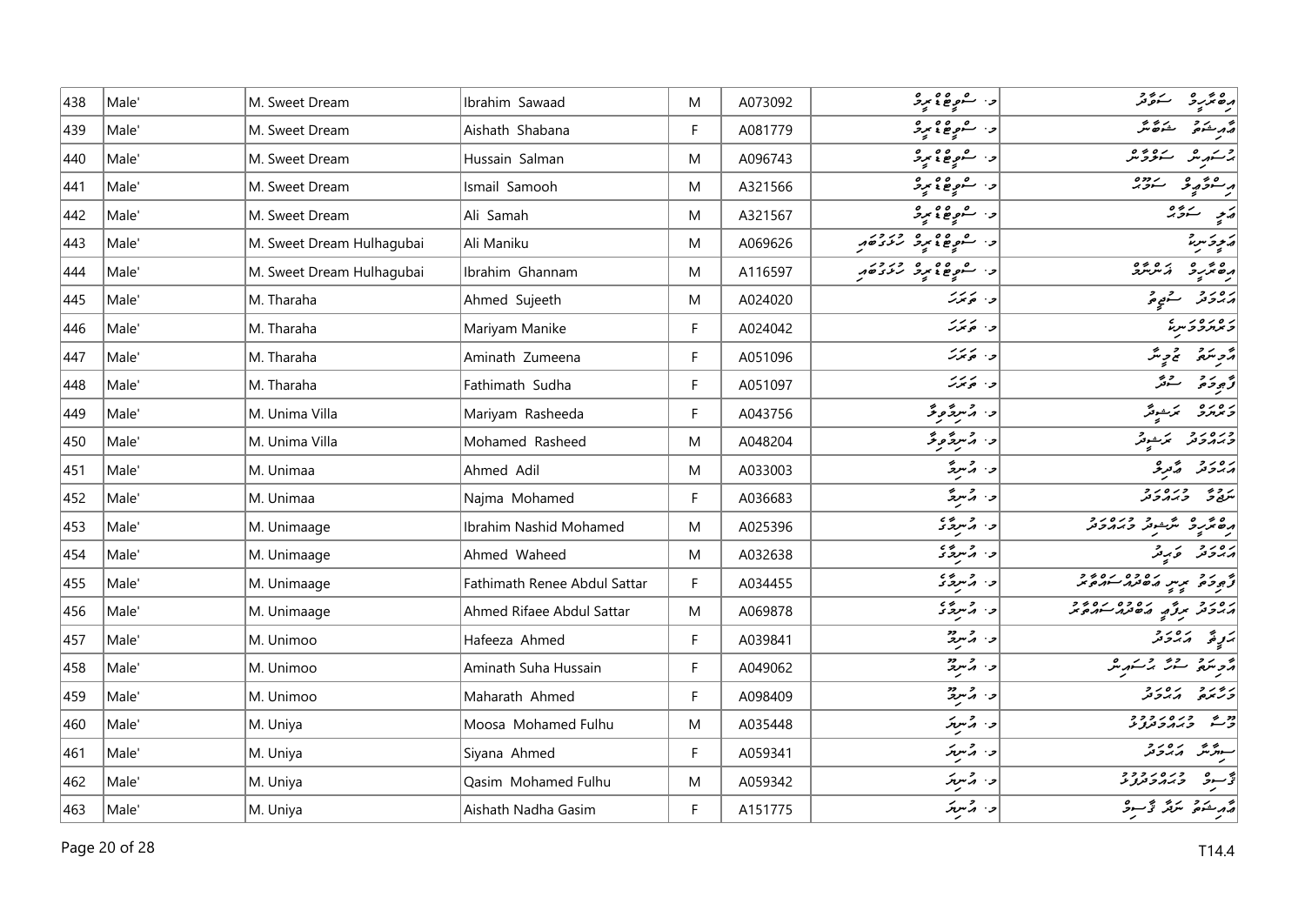| 438 | Male' | M. Sweet Dream | Ibrahim Sawaad | M | A073092 | މ. ސުވީޓްޑްރީމް | އިބްރާހީމް ސަވާދު |
|---|---|---|---|---|---|---|---|
| 439 | Male' | M. Sweet Dream | Aishath Shabana | F | A081779 | މ. ސުވީޓްޑްރީމް | އާއިޝަތު ޝަބާނާ |
| 440 | Male' | M. Sweet Dream | Hussain Salman | M | A096743 | މ. ސުވީޓްޑްރީމް | ހުސައިން ސަލްމާން |
| 441 | Male' | M. Sweet Dream | Ismail Samooh | M | A321566 | މ. ސުވީޓްޑްރީމް | އިސްމާޢީލް ސަމޫޙް |
| 442 | Male' | M. Sweet Dream | Ali Samah | M | A321567 | މ. ސުވީޓްޑްރީމް | ޢަލީ ސަމާޙް |
| 443 | Male' | M. Sweet Dream Hulhagubai | Ali Maniku | M | A069626 | މ. ސުވީޓްޑްރީމް ހުޅަގުބައި | ޢަލީމަނިކު |
| 444 | Male' | M. Sweet Dream Hulhagubai | Ibrahim Ghannam | M | A116597 | މ. ސުވީޓްޑްރީމް ހުޅަގުބައި | އިބްރާހީމް ޣައްނާމް |
| 445 | Male' | M. Tharaha | Ahmed Sujeeth | M | A024020 | މ. ތަރަހަ | އަޙްމަދު ސުޖީތު |
| 446 | Male' | M. Tharaha | Mariyam Manike | F | A024042 | މ. ތަރަހަ | މަރިޔަމްމަނިކެ |
| 447 | Male' | M. Tharaha | Aminath Zumeena | F | A051096 | މ. ތަރަހަ | އާމިނަތު ޒުމީނާ |
| 448 | Male' | M. Tharaha | Fathimath Sudha | F | A051097 | މ. ތަރަހަ | ފާތިމަތު ސުދާ |
| 449 | Male' | M. Unima Villa | Mariyam Rasheeda | F | A043756 | މ. އުނިމާވިލާ | މަރިޔަމް ރަޝީދާ |
| 450 | Male' | M. Unima Villa | Mohamed Rasheed | M | A048204 | މ. އުނިމާވިލާ | މުޙައްމަދު ރަޝީދު |
| 451 | Male' | M. Unimaa | Ahmed Adil | M | A033003 | މ. އުނިމާ | އަޙްމަދު އާދިލް |
| 452 | Male' | M. Unimaa | Najma Mohamed | F | A036683 | މ. އުނިމާ | ނަޖުމާ މުޙައްމަދު |
| 453 | Male' | M. Unimaage | Ibrahim Nashid Mohamed | M | A025396 | މ. އުނިމާގެ | އިބްރާހީމް ނާޝިދު މުޙައްމަދު |
| 454 | Male' | M. Unimaage | Ahmed Waheed | M | A032638 | މ. އުނިމާގެ | އަޙްމަދު ވަޙީދު |
| 455 | Male' | M. Unimaage | Fathimath Renee Abdul Sattar | F | A034455 | މ. އުނިމާގެ | ފާތިމަތު ރިނީ އަބްދުލްސައްތާރު |
| 456 | Male' | M. Unimaage | Ahmed Rifaee Abdul Sattar | M | A069878 | މ. އުނިމާގެ | އަޙްމަދު ރިފާޢީ އަބްދުލްސައްތާރު |
| 457 | Male' | M. Unimoo | Hafeeza Ahmed | F | A039841 | މ. އުނިމޫ | ހަފީޒާ އަޙްމަދު |
| 458 | Male' | M. Unimoo | Aminath Suha Hussain | F | A049062 | މ. އުނިމޫ | އާމިނަތު ސުހާ ހުސައިން |
| 459 | Male' | M. Unimoo | Maharath Ahmed | F | A098409 | މ. އުނިމޫ | މަހާރަތު އަޙްމަދު |
| 460 | Male' | M. Uniya | Moosa Mohamed Fulhu | M | A035448 | މ. އުނިޔަ | މޫސާ މުޙައްމަދުފުޅު |
| 461 | Male' | M. Uniya | Siyana Ahmed | F | A059341 | މ. އުނިޔަ | ސިޔާނާ އަޙްމަދު |
| 462 | Male' | M. Uniya | Qasim Mohamed Fulhu | M | A059342 | މ. އުނިޔަ | ޤާސިމް މުޙައްމަދުފުޅު |
| 463 | Male' | M. Uniya | Aishath Nadha Gasim | F | A151775 | މ. އުނިޔަ | އާއިޝަތު ނަދާ ގާސިމް |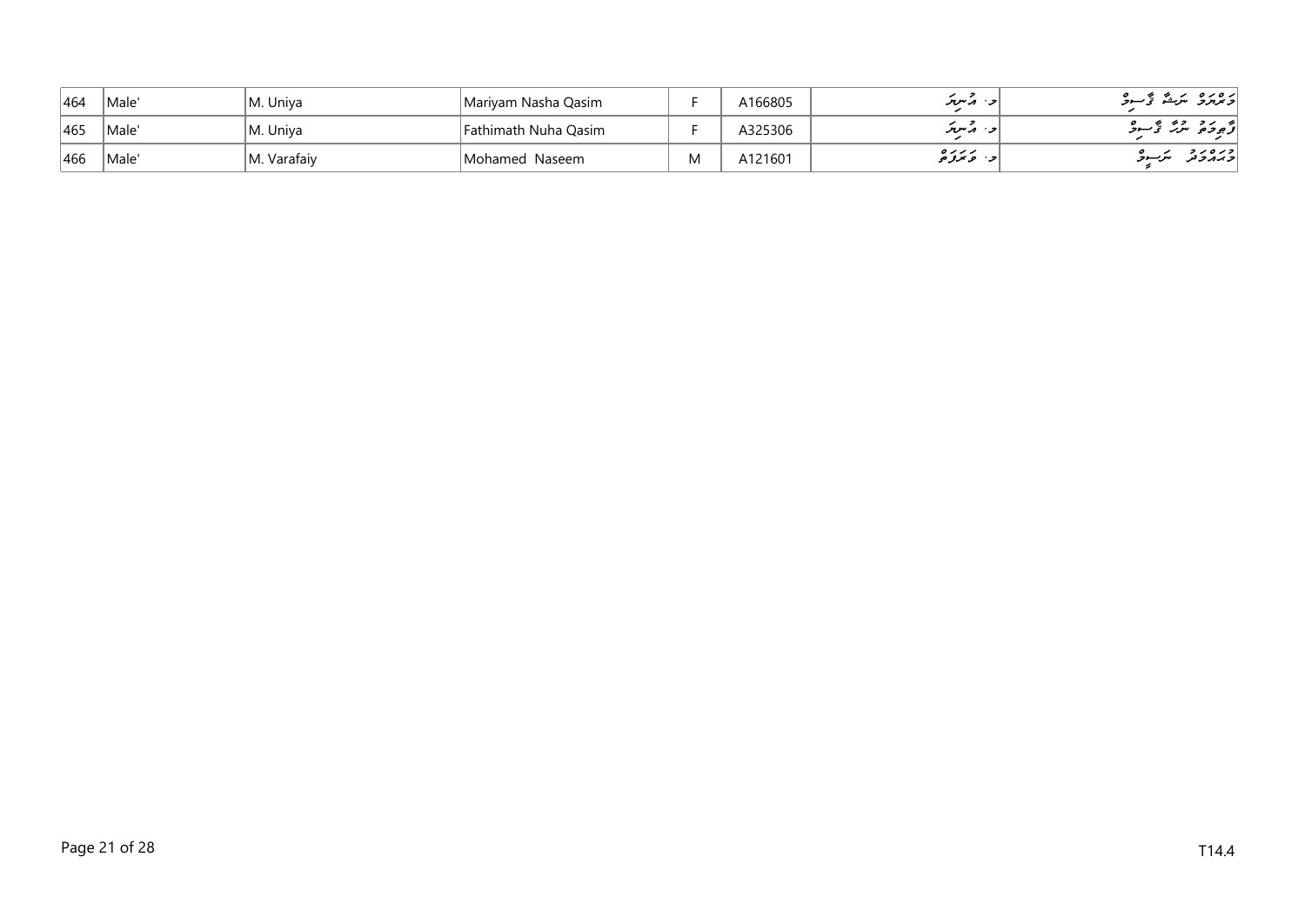| 464 | Male' | M. Uniya | Mariyam Nasha Qasim | F | A166805 | މ. އުނިޔާ | މަރްޔަމް ނަޝާ ޤާސިމް |
|---|---|---|---|---|---|---|---|
| 465 | Male' | M. Uniya | Fathimath Nuha Qasim | F | A325306 | މ. އުނިޔާ | ފާތިމަތު ނުހާ ޤާސިމް |
| 466 | Male' | M. Varafaiy | Mohamed Naseem | M | A121601 | މ. ވަރަފައިވ | މުހައްމަދު ނަސީމް |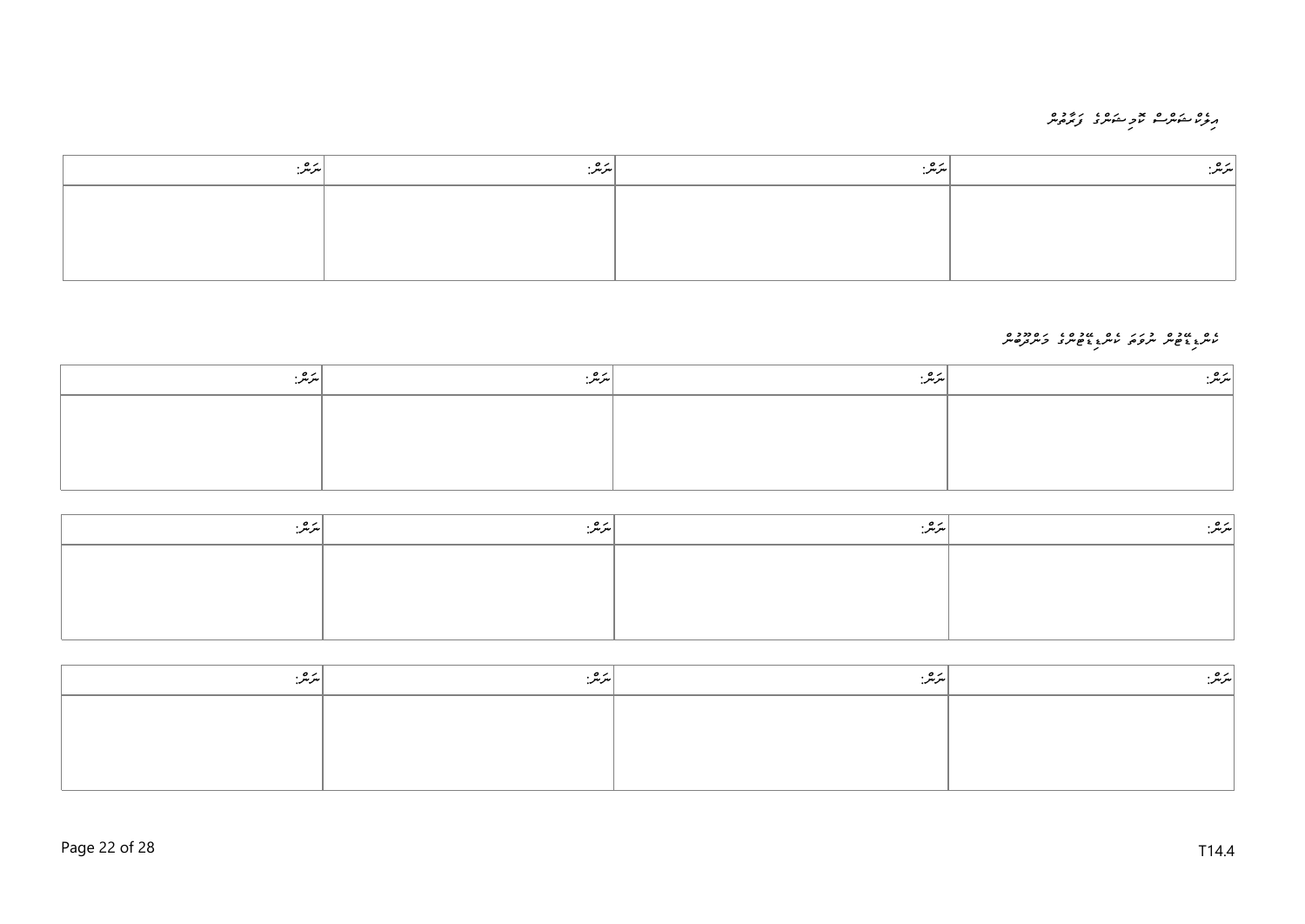# ދިވެހިބަސް ކޮމިޝަނުގެ ފަރާތުން

| ނަންބަރު: | ނަންބަރު: | ނަންބަރު: | ނަންބަރު: |
|---|---|---|---|
| | | | |

## ކުންފުނީގެ ނަމަށް ކުންފުނީގެ މަސްދަރު

| ނަންބަރު: | ނަންބަރު: | ނަންބަރު: | ނަންބަރު: |
|---|---|---|---|
| | | | |

| ނަންބަރު: | ނަންބަރު: | ނަންބަރު: | ނަންބަރު: |
|---|---|---|---|
| | | | |

| ނަންބަރު: | ނަންބަރު: | ނަންބަރު: | ނަންބަރު: |
|---|---|---|---|
| | | | |

T14.4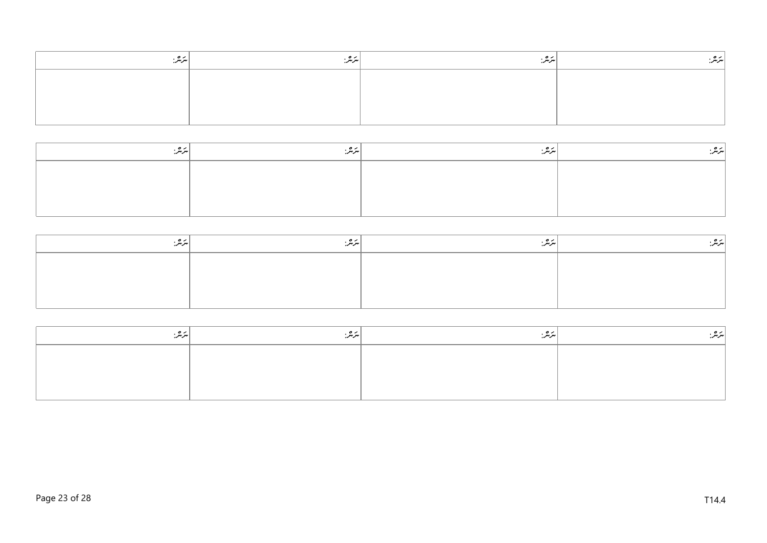| ނަރަދ: | ނަރަދ: | ނަރަދ: | ނަރަދ: |
| --- | --- | --- | --- |
| | | | |

| ނަރަދ: | ނަރަދ: | ނަރަދ: | ނަރަދ: |
| --- | --- | --- | --- |
| | | | |

| ނަރަދ: | ނަރަދ: | ނަރަދ: | ނަރަދ: |
| --- | --- | --- | --- |
| | | | |

| ނަރަދ: | ނަރަދ: | ނަރަދ: | ނަރަދ: |
| --- | --- | --- | --- |
| | | | |

T14.4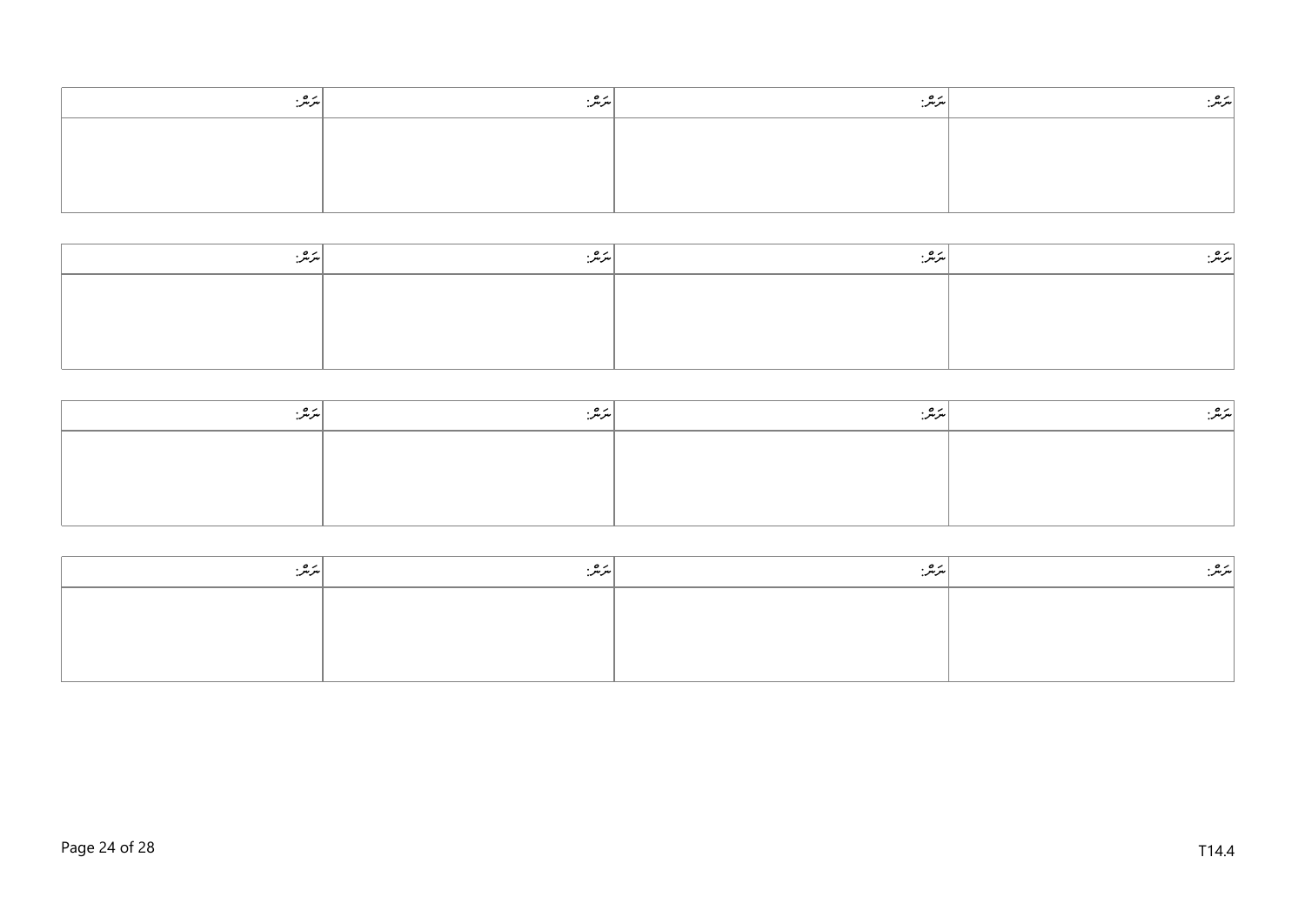| ނަރަދ: | ނަރަދ: | ނަރަދ: | ނަރަދ: |
| --- | --- | --- | --- |
| | | | |

| ނަރަދ: | ނަރަދ: | ނަރަދ: | ނަރަދ: |
| --- | --- | --- | --- |
| | | | |

| ނަރަދ: | ނަރަދ: | ނަރަދ: | ނަރަދ: |
| --- | --- | --- | --- |
| | | | |

| ނަރަދ: | ނަރަދ: | ނަރަދ: | ނަރަދ: |
| --- | --- | --- | --- |
| | | | |

T14.4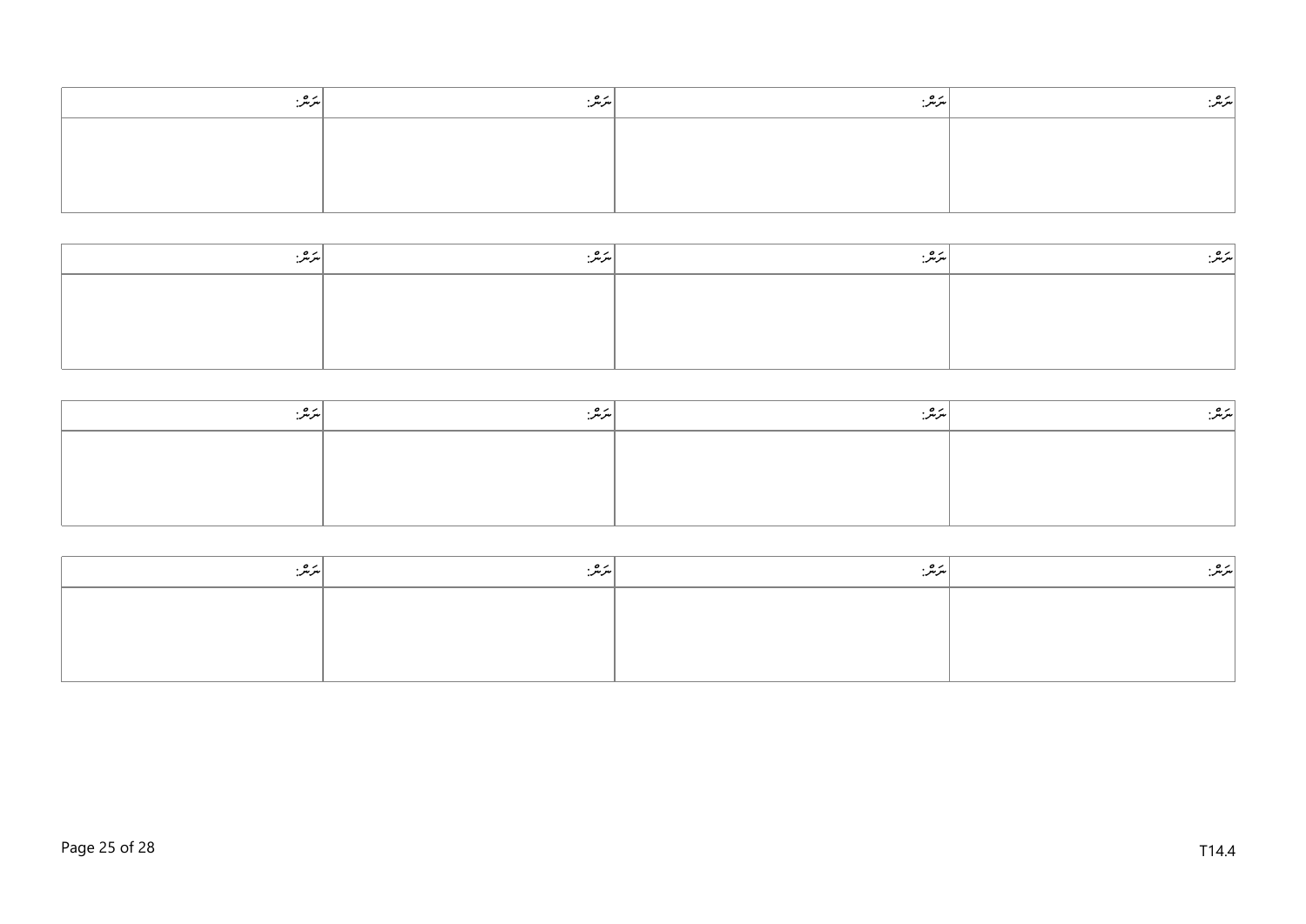| ނަންބަރު: | ނަންބަރު: | ނަންބަރު: | ނަންބަރު: |
|---|---|---|---|
| | | | |

| ނަންބަރު: | ނަންބަރު: | ނަންބަރު: | ނަންބަރު: |
|---|---|---|---|
| | | | |

| ނަންބަރު: | ނަންބަރު: | ނަންބަރު: | ނަންބަރު: |
|---|---|---|---|
| | | | |

| ނަންބަރު: | ނަންބަރު: | ނަންބަރު: | ނަންބަރު: |
|---|---|---|---|
| | | | |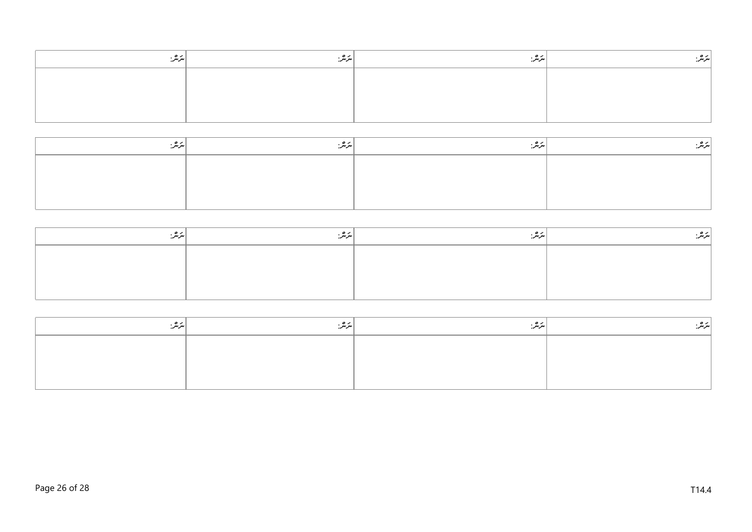| ނަރަދ: | ނަރަދ: | ނަރަދ: | ނަރަދ: |
| --- | --- | --- | --- |
| | | | |

| ނަރަދ: | ނަރަދ: | ނަރަދ: | ނަރަދ: |
| --- | --- | --- | --- |
| | | | |

| ނަރަދ: | ނަރަދ: | ނަރަދ: | ނަރަދ: |
| --- | --- | --- | --- |
| | | | |

| ނަރަދ: | ނަރަދ: | ނަރަދ: | ނަރަދ: |
| --- | --- | --- | --- |
| | | | |

T14.4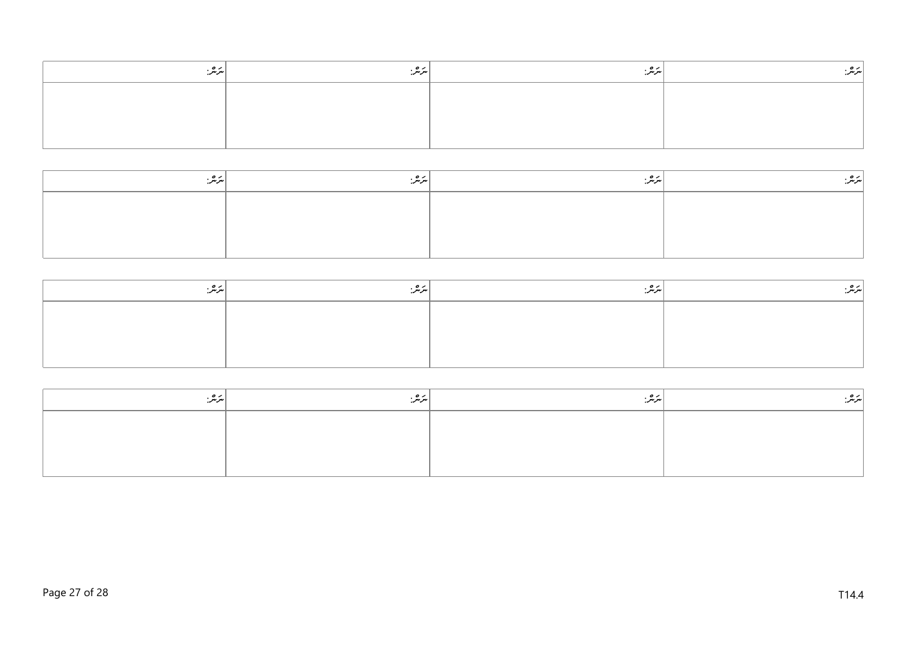| ނަރުނ: | ނަރުނ: | ނަރުނ: | ނަރުނ: |
|---|---|---|---|
| | | | |

| ނަރުނ: | ނަރުނ: | ނަރުނ: | ނަރުނ: |
|---|---|---|---|
| | | | |

| ނަރުނ: | ނަރުނ: | ނަރުނ: | ނަރުނ: |
|---|---|---|---|
| | | | |

| ނަރުނ: | ނަރުނ: | ނަރުނ: | ނަރުނ: |
|---|---|---|---|
| | | | |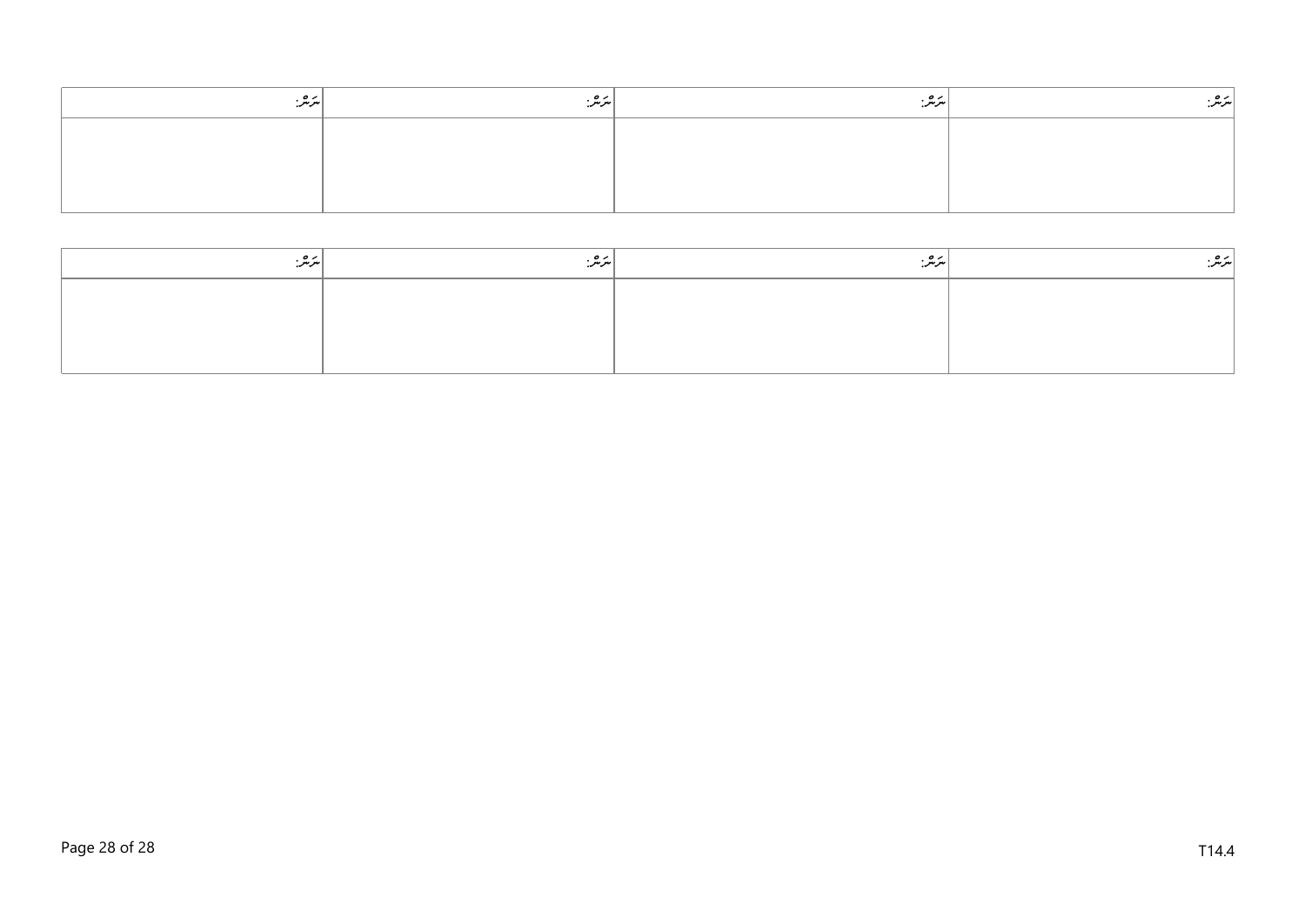| ނަަންބަރު: | ނަަންބަރު: | ނަަންބަރު: | ނަަންބަރު: |
| --- | --- | --- | --- |
| | | | |

| ނަަންބަރު: | ނަަންބަރު: | ނަަންބަރު: | ނަަންބަރު: |
| --- | --- | --- | --- |
| | | | |

T14.4